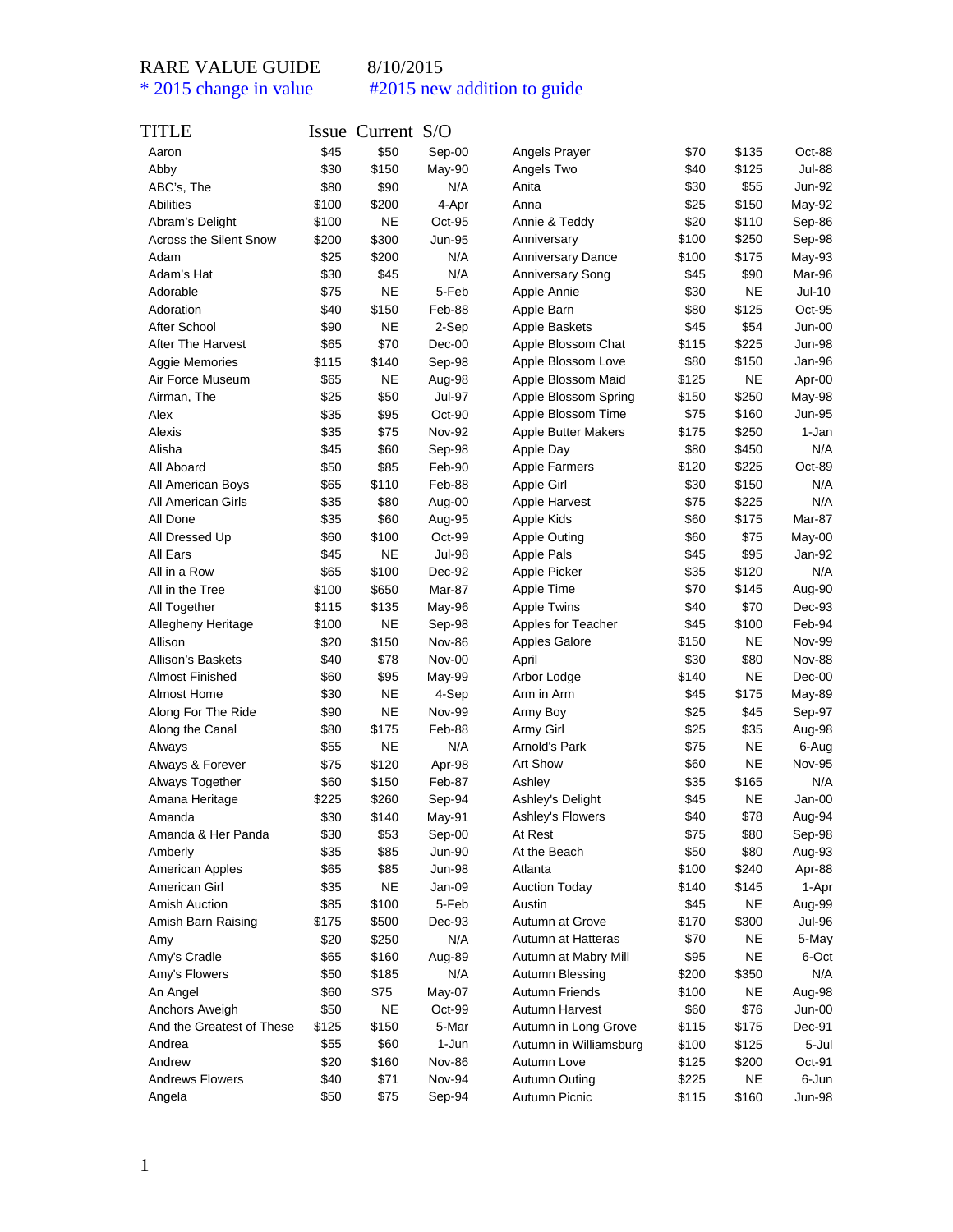RARE VALUE GUIDE 8/10/2015

\* 2015 change in value #2015 new addition to guide

| TITLE | Issue | Current | S/O |
|---|---|---|---|
| Aaron | $45 | $50 | Sep-00 |
| Abby | $30 | $150 | May-90 |
| ABC's, The | $80 | $90 | N/A |
| Abilities | $100 | $200 | 4-Apr |
| Abram's Delight | $100 | NE | Oct-95 |
| Across the Silent Snow | $200 | $300 | Jun-95 |
| Adam | $25 | $200 | N/A |
| Adam's Hat | $30 | $45 | N/A |
| Adorable | $75 | NE | 5-Feb |
| Adoration | $40 | $150 | Feb-88 |
| After School | $90 | NE | 2-Sep |
| After The Harvest | $65 | $70 | Dec-00 |
| Aggie Memories | $115 | $140 | Sep-98 |
| Air Force Museum | $65 | NE | Aug-98 |
| Airman, The | $25 | $50 | Jul-97 |
| Alex | $35 | $95 | Oct-90 |
| Alexis | $35 | $75 | Nov-92 |
| Alisha | $45 | $60 | Sep-98 |
| All Aboard | $50 | $85 | Feb-90 |
| All American Boys | $65 | $110 | Feb-88 |
| All American Girls | $35 | $80 | Aug-00 |
| All Done | $35 | $60 | Aug-95 |
| All Dressed Up | $60 | $100 | Oct-99 |
| All Ears | $45 | NE | Jul-98 |
| All in a Row | $65 | $100 | Dec-92 |
| All in the Tree | $100 | $650 | Mar-87 |
| All Together | $115 | $135 | May-96 |
| Allegheny Heritage | $100 | NE | Sep-98 |
| Allison | $20 | $150 | Nov-86 |
| Allison's Baskets | $40 | $78 | Nov-00 |
| Almost Finished | $60 | $95 | May-99 |
| Almost Home | $30 | NE | 4-Sep |
| Along For The Ride | $90 | NE | Nov-99 |
| Along the Canal | $80 | $175 | Feb-88 |
| Always | $55 | NE | N/A |
| Always & Forever | $75 | $120 | Apr-98 |
| Always Together | $60 | $150 | Feb-87 |
| Amana Heritage | $225 | $260 | Sep-94 |
| Amanda | $30 | $140 | May-91 |
| Amanda & Her Panda | $30 | $53 | Sep-00 |
| Amberly | $35 | $85 | Jun-90 |
| American Apples | $65 | $85 | Jun-98 |
| American Girl | $35 | NE | Jan-09 |
| Amish Auction | $85 | $100 | 5-Feb |
| Amish Barn Raising | $175 | $500 | Dec-93 |
| Amy | $20 | $250 | N/A |
| Amy's Cradle | $65 | $160 | Aug-89 |
| Amy's Flowers | $50 | $185 | N/A |
| An Angel | $60 | $75 | May-07 |
| Anchors Aweigh | $50 | NE | Oct-99 |
| And the Greatest of These | $125 | $150 | 5-Mar |
| Andrea | $55 | $60 | 1-Jun |
| Andrew | $20 | $160 | Nov-86 |
| Andrews Flowers | $40 | $71 | Nov-94 |
| Angela | $50 | $75 | Sep-94 |
| Angels Prayer | $70 | $135 | Oct-88 |
| Angels Two | $40 | $125 | Jul-88 |
| Anita | $30 | $55 | Jun-92 |
| Anna | $25 | $150 | May-92 |
| Annie & Teddy | $20 | $110 | Sep-86 |
| Anniversary | $100 | $250 | Sep-98 |
| Anniversary Dance | $100 | $175 | May-93 |
| Anniversary Song | $45 | $90 | Mar-96 |
| Apple Annie | $30 | NE | Jul-10 |
| Apple Barn | $80 | $125 | Oct-95 |
| Apple Baskets | $45 | $54 | Jun-00 |
| Apple Blossom Chat | $115 | $225 | Jun-98 |
| Apple Blossom Love | $80 | $150 | Jan-96 |
| Apple Blossom Maid | $125 | NE | Apr-00 |
| Apple Blossom Spring | $150 | $250 | May-98 |
| Apple Blossom Time | $75 | $160 | Jun-95 |
| Apple Butter Makers | $175 | $250 | 1-Jan |
| Apple Day | $80 | $450 | N/A |
| Apple Farmers | $120 | $225 | Oct-89 |
| Apple Girl | $30 | $150 | N/A |
| Apple Harvest | $75 | $225 | N/A |
| Apple Kids | $60 | $175 | Mar-87 |
| Apple Outing | $60 | $75 | May-00 |
| Apple Pals | $45 | $95 | Jan-92 |
| Apple Picker | $35 | $120 | N/A |
| Apple Time | $70 | $145 | Aug-90 |
| Apple Twins | $40 | $70 | Dec-93 |
| Apples for Teacher | $45 | $100 | Feb-94 |
| Apples Galore | $150 | NE | Nov-99 |
| April | $30 | $80 | Nov-88 |
| Arbor Lodge | $140 | NE | Dec-00 |
| Arm in Arm | $45 | $175 | May-89 |
| Army Boy | $25 | $45 | Sep-97 |
| Army Girl | $25 | $35 | Aug-98 |
| Arnold's Park | $75 | NE | 6-Aug |
| Art Show | $60 | NE | Nov-95 |
| Ashley | $35 | $165 | N/A |
| Ashley's Delight | $45 | NE | Jan-00 |
| Ashley's Flowers | $40 | $78 | Aug-94 |
| At Rest | $75 | $80 | Sep-98 |
| At the Beach | $50 | $80 | Aug-93 |
| Atlanta | $100 | $240 | Apr-88 |
| Auction Today | $140 | $145 | 1-Apr |
| Austin | $45 | NE | Aug-99 |
| Autumn at Grove | $170 | $300 | Jul-96 |
| Autumn at Hatteras | $70 | NE | 5-May |
| Autumn at Mabry Mill | $95 | NE | 6-Oct |
| Autumn Blessing | $200 | $350 | N/A |
| Autumn Friends | $100 | NE | Aug-98 |
| Autumn Harvest | $60 | $76 | Jun-00 |
| Autumn in Long Grove | $115 | $175 | Dec-91 |
| Autumn in Williamsburg | $100 | $125 | 5-Jul |
| Autumn Love | $125 | $200 | Oct-91 |
| Autumn Outing | $225 | NE | 6-Jun |
| Autumn Picnic | $115 | $160 | Jun-98 |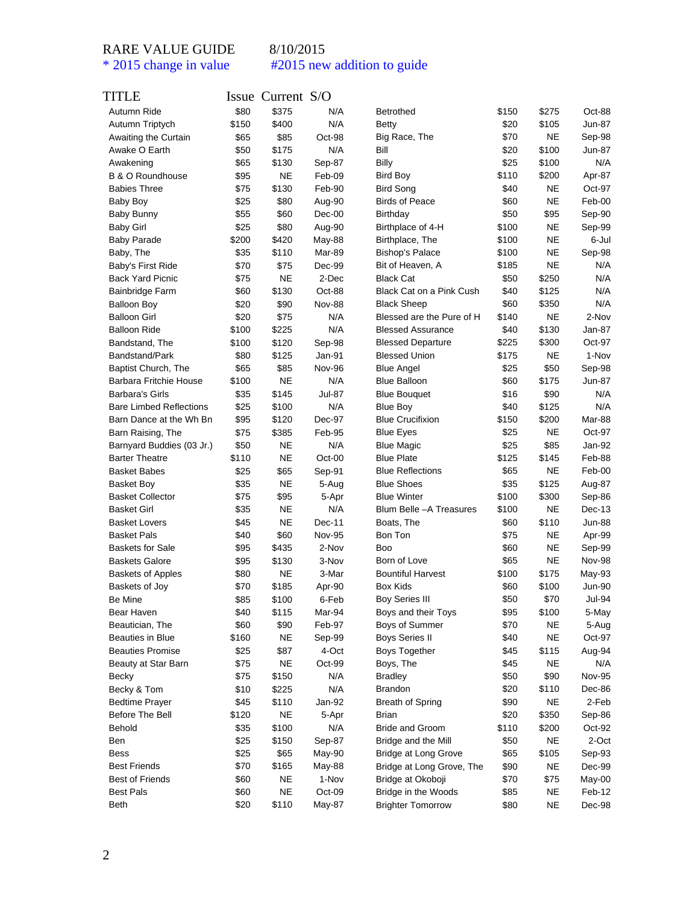RARE VALUE GUIDE 8/10/2015

* 2015 change in value #2015 new addition to guide

| TITLE | Issue | Current | S/O |
|---|---|---|---|
| Autumn Ride | $80 | $375 | N/A |
| Autumn Triptych | $150 | $400 | N/A |
| Awaiting the Curtain | $65 | $85 | Oct-98 |
| Awake O Earth | $50 | $175 | N/A |
| Awakening | $65 | $130 | Sep-87 |
| B & O Roundhouse | $95 | NE | Feb-09 |
| Babies Three | $75 | $130 | Feb-90 |
| Baby Boy | $25 | $80 | Aug-90 |
| Baby Bunny | $55 | $60 | Dec-00 |
| Baby Girl | $25 | $80 | Aug-90 |
| Baby Parade | $200 | $420 | May-88 |
| Baby, The | $35 | $110 | Mar-89 |
| Baby's First Ride | $70 | $75 | Dec-99 |
| Back Yard Picnic | $75 | NE | 2-Dec |
| Bainbridge Farm | $60 | $130 | Oct-88 |
| Balloon Boy | $20 | $90 | Nov-88 |
| Balloon Girl | $20 | $75 | N/A |
| Balloon Ride | $100 | $225 | N/A |
| Bandstand, The | $100 | $120 | Sep-98 |
| Bandstand/Park | $80 | $125 | Jan-91 |
| Baptist Church, The | $65 | $85 | Nov-96 |
| Barbara Fritchie House | $100 | NE | N/A |
| Barbara's Girls | $35 | $145 | Jul-87 |
| Bare Limbed Reflections | $25 | $100 | N/A |
| Barn Dance at the Wh Bn | $95 | $120 | Dec-97 |
| Barn Raising, The | $75 | $385 | Feb-95 |
| Barnyard Buddies (03 Jr.) | $50 | NE | N/A |
| Barter Theatre | $110 | NE | Oct-00 |
| Basket Babes | $25 | $65 | Sep-91 |
| Basket Boy | $35 | NE | 5-Aug |
| Basket Collector | $75 | $95 | 5-Apr |
| Basket Girl | $35 | NE | N/A |
| Basket Lovers | $45 | NE | Dec-11 |
| Basket Pals | $40 | $60 | Nov-95 |
| Baskets for Sale | $95 | $435 | 2-Nov |
| Baskets Galore | $95 | $130 | 3-Nov |
| Baskets of Apples | $80 | NE | 3-Mar |
| Baskets of Joy | $70 | $185 | Apr-90 |
| Be Mine | $85 | $100 | 6-Feb |
| Bear Haven | $40 | $115 | Mar-94 |
| Beautician, The | $60 | $90 | Feb-97 |
| Beauties in Blue | $160 | NE | Sep-99 |
| Beauties Promise | $25 | $87 | 4-Oct |
| Beauty at Star Barn | $75 | NE | Oct-99 |
| Becky | $75 | $150 | N/A |
| Becky & Tom | $10 | $225 | N/A |
| Bedtime Prayer | $45 | $110 | Jan-92 |
| Before The Bell | $120 | NE | 5-Apr |
| Behold | $35 | $100 | N/A |
| Ben | $25 | $150 | Sep-87 |
| Bess | $25 | $65 | May-90 |
| Best Friends | $70 | $165 | May-88 |
| Best of Friends | $60 | NE | 1-Nov |
| Best Pals | $60 | NE | Oct-09 |
| Beth | $20 | $110 | May-87 |
| Betrothed | $150 | $275 | Oct-88 |
| Betty | $20 | $105 | Jun-87 |
| Big Race, The | $70 | NE | Sep-98 |
| Bill | $20 | $100 | Jun-87 |
| Billy | $25 | $100 | N/A |
| Bird Boy | $110 | $200 | Apr-87 |
| Bird Song | $40 | NE | Oct-97 |
| Birds of Peace | $60 | NE | Feb-00 |
| Birthday | $50 | $95 | Sep-90 |
| Birthplace of 4-H | $100 | NE | Sep-99 |
| Birthplace, The | $100 | NE | 6-Jul |
| Bishop's Palace | $100 | NE | Sep-98 |
| Bit of Heaven, A | $185 | NE | N/A |
| Black Cat | $50 | $250 | N/A |
| Black Cat on a Pink Cush | $40 | $125 | N/A |
| Black Sheep | $60 | $350 | N/A |
| Blessed are the Pure of H | $140 | NE | 2-Nov |
| Blessed Assurance | $40 | $130 | Jan-87 |
| Blessed Departure | $225 | $300 | Oct-97 |
| Blessed Union | $175 | NE | 1-Nov |
| Blue Angel | $25 | $50 | Sep-98 |
| Blue Balloon | $60 | $175 | Jun-87 |
| Blue Bouquet | $16 | $90 | N/A |
| Blue Boy | $40 | $125 | N/A |
| Blue Crucifixion | $150 | $200 | Mar-88 |
| Blue Eyes | $25 | NE | Oct-97 |
| Blue Magic | $25 | $85 | Jan-92 |
| Blue Plate | $125 | $145 | Feb-88 |
| Blue Reflections | $65 | NE | Feb-00 |
| Blue Shoes | $35 | $125 | Aug-87 |
| Blue Winter | $100 | $300 | Sep-86 |
| Blum Belle –A Treasures | $100 | NE | Dec-13 |
| Boats, The | $60 | $110 | Jun-88 |
| Bon Ton | $75 | NE | Apr-99 |
| Boo | $60 | NE | Sep-99 |
| Born of Love | $65 | NE | Nov-98 |
| Bountiful Harvest | $100 | $175 | May-93 |
| Box Kids | $60 | $100 | Jun-90 |
| Boy Series III | $50 | $70 | Jul-94 |
| Boys and their Toys | $95 | $100 | 5-May |
| Boys of Summer | $70 | NE | 5-Aug |
| Boys Series II | $40 | NE | Oct-97 |
| Boys Together | $45 | $115 | Aug-94 |
| Boys, The | $45 | NE | N/A |
| Bradley | $50 | $90 | Nov-95 |
| Brandon | $20 | $110 | Dec-86 |
| Breath of Spring | $90 | NE | 2-Feb |
| Brian | $20 | $350 | Sep-86 |
| Bride and Groom | $110 | $200 | Oct-92 |
| Bridge and the Mill | $50 | NE | 2-Oct |
| Bridge at Long Grove | $65 | $105 | Sep-93 |
| Bridge at Long Grove, The | $90 | NE | Dec-99 |
| Bridge at Okoboji | $70 | $75 | May-00 |
| Bridge in the Woods | $85 | NE | Feb-12 |
| Brighter Tomorrow | $80 | NE | Dec-98 |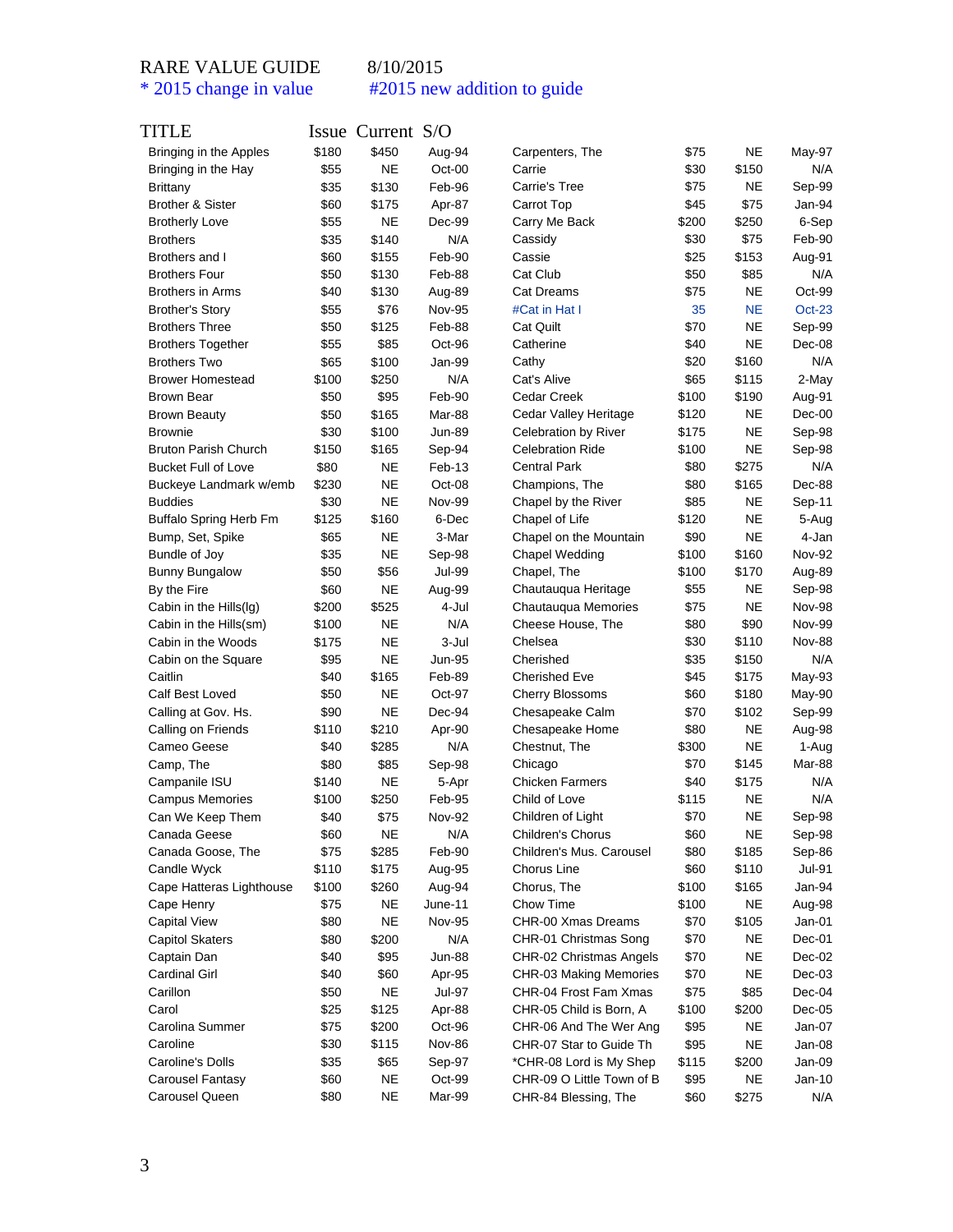RARE VALUE GUIDE 8/10/2015

* 2015 change in value #2015 new addition to guide

| TITLE | Issue | Current | S/O |
|---|---|---|---|
| Bringing in the Apples | $180 | $450 | Aug-94 |
| Bringing in the Hay | $55 | NE | Oct-00 |
| Brittany | $35 | $130 | Feb-96 |
| Brother & Sister | $60 | $175 | Apr-87 |
| Brotherly Love | $55 | NE | Dec-99 |
| Brothers | $35 | $140 | N/A |
| Brothers and I | $60 | $155 | Feb-90 |
| Brothers Four | $50 | $130 | Feb-88 |
| Brothers in Arms | $40 | $130 | Aug-89 |
| Brother's Story | $55 | $76 | Nov-95 |
| Brothers Three | $50 | $125 | Feb-88 |
| Brothers Together | $55 | $85 | Oct-96 |
| Brothers Two | $65 | $100 | Jan-99 |
| Brower Homestead | $100 | $250 | N/A |
| Brown Bear | $50 | $95 | Feb-90 |
| Brown Beauty | $50 | $165 | Mar-88 |
| Brownie | $30 | $100 | Jun-89 |
| Bruton Parish Church | $150 | $165 | Sep-94 |
| Bucket Full of Love | $80 | NE | Feb-13 |
| Buckeye Landmark w/emb | $230 | NE | Oct-08 |
| Buddies | $30 | NE | Nov-99 |
| Buffalo Spring Herb Fm | $125 | $160 | 6-Dec |
| Bump, Set, Spike | $65 | NE | 3-Mar |
| Bundle of Joy | $35 | NE | Sep-98 |
| Bunny Bungalow | $50 | $56 | Jul-99 |
| By the Fire | $60 | NE | Aug-99 |
| Cabin in the Hills(lg) | $200 | $525 | 4-Jul |
| Cabin in the Hills(sm) | $100 | NE | N/A |
| Cabin in the Woods | $175 | NE | 3-Jul |
| Cabin on the Square | $95 | NE | Jun-95 |
| Caitlin | $40 | $165 | Feb-89 |
| Calf Best Loved | $50 | NE | Oct-97 |
| Calling at Gov. Hs. | $90 | NE | Dec-94 |
| Calling on Friends | $110 | $210 | Apr-90 |
| Cameo Geese | $40 | $285 | N/A |
| Camp, The | $80 | $85 | Sep-98 |
| Campanile ISU | $140 | NE | 5-Apr |
| Campus Memories | $100 | $250 | Feb-95 |
| Can We Keep Them | $40 | $75 | Nov-92 |
| Canada Geese | $60 | NE | N/A |
| Canada Goose, The | $75 | $285 | Feb-90 |
| Candle Wyck | $110 | $175 | Aug-95 |
| Cape Hatteras Lighthouse | $100 | $260 | Aug-94 |
| Cape Henry | $75 | NE | June-11 |
| Capital View | $80 | NE | Nov-95 |
| Capitol Skaters | $80 | $200 | N/A |
| Captain Dan | $40 | $95 | Jun-88 |
| Cardinal Girl | $40 | $60 | Apr-95 |
| Carillon | $50 | NE | Jul-97 |
| Carol | $25 | $125 | Apr-88 |
| Carolina Summer | $75 | $200 | Oct-96 |
| Caroline | $30 | $115 | Nov-86 |
| Caroline's Dolls | $35 | $65 | Sep-97 |
| Carousel Fantasy | $60 | NE | Oct-99 |
| Carousel Queen | $80 | NE | Mar-99 |
| Carpenters, The | $75 | NE | May-97 |
| Carrie | $30 | $150 | N/A |
| Carrie's Tree | $75 | NE | Sep-99 |
| Carrot Top | $45 | $75 | Jan-94 |
| Carry Me Back | $200 | $250 | 6-Sep |
| Cassidy | $30 | $75 | Feb-90 |
| Cassie | $25 | $153 | Aug-91 |
| Cat Club | $50 | $85 | N/A |
| Cat Dreams | $75 | NE | Oct-99 |
| #Cat in Hat I | 35 | NE | Oct-23 |
| Cat Quilt | $70 | NE | Sep-99 |
| Catherine | $40 | NE | Dec-08 |
| Cathy | $20 | $160 | N/A |
| Cat's Alive | $65 | $115 | 2-May |
| Cedar Creek | $100 | $190 | Aug-91 |
| Cedar Valley Heritage | $120 | NE | Dec-00 |
| Celebration by River | $175 | NE | Sep-98 |
| Celebration Ride | $100 | NE | Sep-98 |
| Central Park | $80 | $275 | N/A |
| Champions, The | $80 | $165 | Dec-88 |
| Chapel by the River | $85 | NE | Sep-11 |
| Chapel of Life | $120 | NE | 5-Aug |
| Chapel on the Mountain | $90 | NE | 4-Jan |
| Chapel Wedding | $100 | $160 | Nov-92 |
| Chapel, The | $100 | $170 | Aug-89 |
| Chautauqua Heritage | $55 | NE | Sep-98 |
| Chautauqua Memories | $75 | NE | Nov-98 |
| Cheese House, The | $80 | $90 | Nov-99 |
| Chelsea | $30 | $110 | Nov-88 |
| Cherished | $35 | $150 | N/A |
| Cherished Eve | $45 | $175 | May-93 |
| Cherry Blossoms | $60 | $180 | May-90 |
| Chesapeake Calm | $70 | $102 | Sep-99 |
| Chesapeake Home | $80 | NE | Aug-98 |
| Chestnut, The | $300 | NE | 1-Aug |
| Chicago | $70 | $145 | Mar-88 |
| Chicken Farmers | $40 | $175 | N/A |
| Child of Love | $115 | NE | N/A |
| Children of Light | $70 | NE | Sep-98 |
| Children's Chorus | $60 | NE | Sep-98 |
| Children's Mus. Carousel | $80 | $185 | Sep-86 |
| Chorus Line | $60 | $110 | Jul-91 |
| Chorus, The | $100 | $165 | Jan-94 |
| Chow Time | $100 | NE | Aug-98 |
| CHR-00 Xmas Dreams | $70 | $105 | Jan-01 |
| CHR-01 Christmas Song | $70 | NE | Dec-01 |
| CHR-02 Christmas Angels | $70 | NE | Dec-02 |
| CHR-03 Making Memories | $70 | NE | Dec-03 |
| CHR-04 Frost Fam Xmas | $75 | $85 | Dec-04 |
| CHR-05 Child is Born, A | $100 | $200 | Dec-05 |
| CHR-06 And The Wer Ang | $95 | NE | Jan-07 |
| CHR-07 Star to Guide Th | $95 | NE | Jan-08 |
| *CHR-08 Lord is My Shep | $115 | $200 | Jan-09 |
| CHR-09 O Little Town of B | $95 | NE | Jan-10 |
| CHR-84 Blessing, The | $60 | $275 | N/A |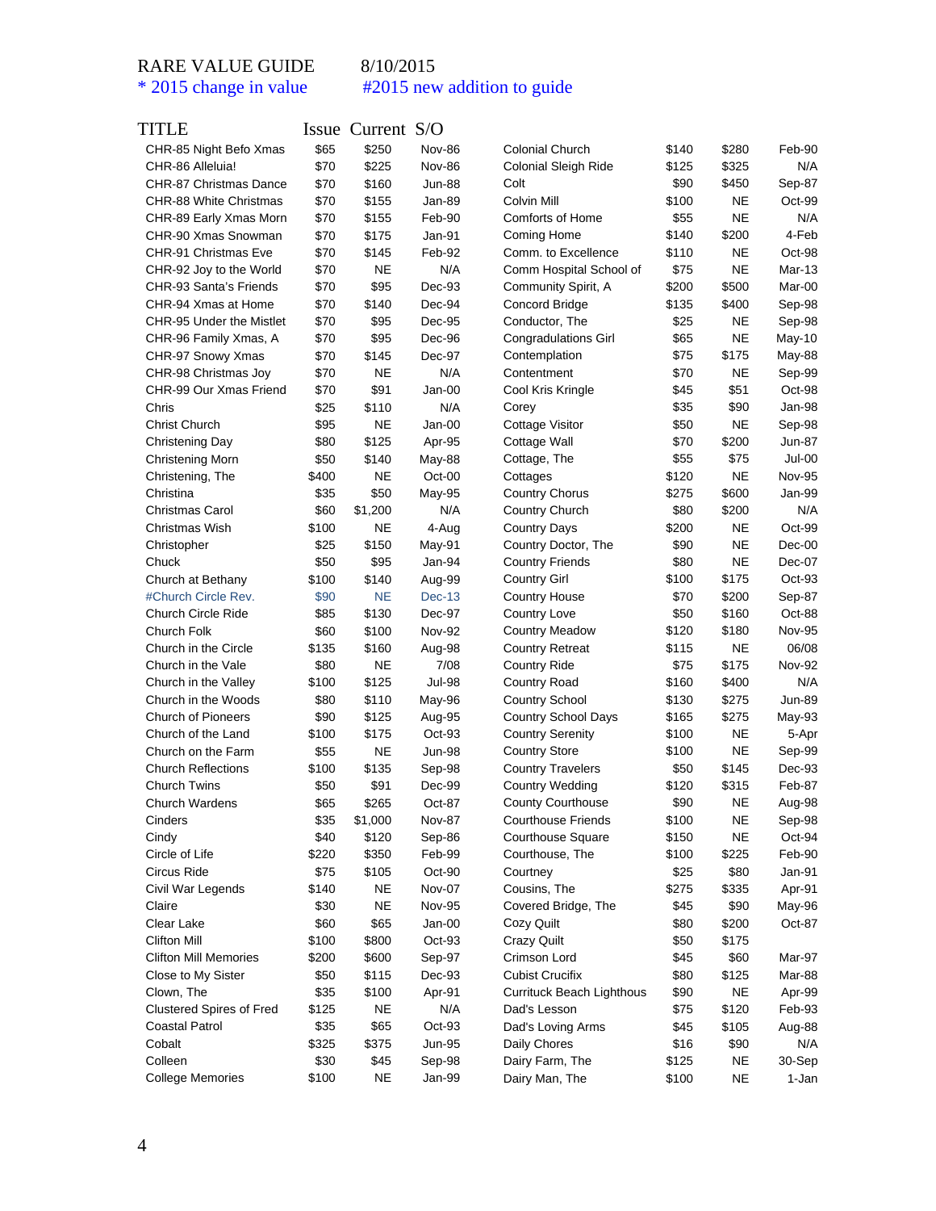RARE VALUE GUIDE 8/10/2015

\* 2015 change in value #2015 new addition to guide

| TITLE | Issue | Current | S/O |
|---|---|---|---|
| CHR-85 Night Befo Xmas | $65 | $250 | Nov-86 |
| CHR-86 Alleluia! | $70 | $225 | Nov-86 |
| CHR-87 Christmas Dance | $70 | $160 | Jun-88 |
| CHR-88 White Christmas | $70 | $155 | Jan-89 |
| CHR-89 Early Xmas Morn | $70 | $155 | Feb-90 |
| CHR-90 Xmas Snowman | $70 | $175 | Jan-91 |
| CHR-91 Christmas Eve | $70 | $145 | Feb-92 |
| CHR-92 Joy to the World | $70 | NE | N/A |
| CHR-93 Santa's Friends | $70 | $95 | Dec-93 |
| CHR-94 Xmas at Home | $70 | $140 | Dec-94 |
| CHR-95 Under the Mistlet | $70 | $95 | Dec-95 |
| CHR-96 Family Xmas, A | $70 | $95 | Dec-96 |
| CHR-97 Snowy Xmas | $70 | $145 | Dec-97 |
| CHR-98 Christmas Joy | $70 | NE | N/A |
| CHR-99 Our Xmas Friend | $70 | $91 | Jan-00 |
| Chris | $25 | $110 | N/A |
| Christ Church | $95 | NE | Jan-00 |
| Christening Day | $80 | $125 | Apr-95 |
| Christening Morn | $50 | $140 | May-88 |
| Christening, The | $400 | NE | Oct-00 |
| Christina | $35 | $50 | May-95 |
| Christmas Carol | $60 | $1,200 | N/A |
| Christmas Wish | $100 | NE | 4-Aug |
| Christopher | $25 | $150 | May-91 |
| Chuck | $50 | $95 | Jan-94 |
| Church at Bethany | $100 | $140 | Aug-99 |
| #Church Circle Rev. | $90 | NE | Dec-13 |
| Church Circle Ride | $85 | $130 | Dec-97 |
| Church Folk | $60 | $100 | Nov-92 |
| Church in the Circle | $135 | $160 | Aug-98 |
| Church in the Vale | $80 | NE | 7/08 |
| Church in the Valley | $100 | $125 | Jul-98 |
| Church in the Woods | $80 | $110 | May-96 |
| Church of Pioneers | $90 | $125 | Aug-95 |
| Church of the Land | $100 | $175 | Oct-93 |
| Church on the Farm | $55 | NE | Jun-98 |
| Church Reflections | $100 | $135 | Sep-98 |
| Church Twins | $50 | $91 | Dec-99 |
| Church Wardens | $65 | $265 | Oct-87 |
| Cinders | $35 | $1,000 | Nov-87 |
| Cindy | $40 | $120 | Sep-86 |
| Circle of Life | $220 | $350 | Feb-99 |
| Circus Ride | $75 | $105 | Oct-90 |
| Civil War Legends | $140 | NE | Nov-07 |
| Claire | $30 | NE | Nov-95 |
| Clear Lake | $60 | $65 | Jan-00 |
| Clifton Mill | $100 | $800 | Oct-93 |
| Clifton Mill Memories | $200 | $600 | Sep-97 |
| Close to My Sister | $50 | $115 | Dec-93 |
| Clown, The | $35 | $100 | Apr-91 |
| Clustered Spires of Fred | $125 | NE | N/A |
| Coastal Patrol | $35 | $65 | Oct-93 |
| Cobalt | $325 | $375 | Jun-95 |
| Colleen | $30 | $45 | Sep-98 |
| College Memories | $100 | NE | Jan-99 |
| Colonial Church | $140 | $280 | Feb-90 |
| Colonial Sleigh Ride | $125 | $325 | N/A |
| Colt | $90 | $450 | Sep-87 |
| Colvin Mill | $100 | NE | Oct-99 |
| Comforts of Home | $55 | NE | N/A |
| Coming Home | $140 | $200 | 4-Feb |
| Comm. to Excellence | $110 | NE | Oct-98 |
| Comm Hospital School of | $75 | NE | Mar-13 |
| Community Spirit, A | $200 | $500 | Mar-00 |
| Concord Bridge | $135 | $400 | Sep-98 |
| Conductor, The | $25 | NE | Sep-98 |
| Congradulations Girl | $65 | NE | May-10 |
| Contemplation | $75 | $175 | May-88 |
| Contentment | $70 | NE | Sep-99 |
| Cool Kris Kringle | $45 | $51 | Oct-98 |
| Corey | $35 | $90 | Jan-98 |
| Cottage Visitor | $50 | NE | Sep-98 |
| Cottage Wall | $70 | $200 | Jun-87 |
| Cottage, The | $55 | $75 | Jul-00 |
| Cottages | $120 | NE | Nov-95 |
| Country Chorus | $275 | $600 | Jan-99 |
| Country Church | $80 | $200 | N/A |
| Country Days | $200 | NE | Oct-99 |
| Country Doctor, The | $90 | NE | Dec-00 |
| Country Friends | $80 | NE | Dec-07 |
| Country Girl | $100 | $175 | Oct-93 |
| Country House | $70 | $200 | Sep-87 |
| Country Love | $50 | $160 | Oct-88 |
| Country Meadow | $120 | $180 | Nov-95 |
| Country Retreat | $115 | NE | 06/08 |
| Country Ride | $75 | $175 | Nov-92 |
| Country Road | $160 | $400 | N/A |
| Country School | $130 | $275 | Jun-89 |
| Country School Days | $165 | $275 | May-93 |
| Country Serenity | $100 | NE | 5-Apr |
| Country Store | $100 | NE | Sep-99 |
| Country Travelers | $50 | $145 | Dec-93 |
| Country Wedding | $120 | $315 | Feb-87 |
| County Courthouse | $90 | NE | Aug-98 |
| Courthouse Friends | $100 | NE | Sep-98 |
| Courthouse Square | $150 | NE | Oct-94 |
| Courthouse, The | $100 | $225 | Feb-90 |
| Courtney | $25 | $80 | Jan-91 |
| Cousins, The | $275 | $335 | Apr-91 |
| Covered Bridge, The | $45 | $90 | May-96 |
| Cozy Quilt | $80 | $200 | Oct-87 |
| Crazy Quilt | $50 | $175 | |
| Crimson Lord | $45 | $60 | Mar-97 |
| Cubist Crucifix | $80 | $125 | Mar-88 |
| Currituck Beach Lighthous | $90 | NE | Apr-99 |
| Dad's Lesson | $75 | $120 | Feb-93 |
| Dad's Loving Arms | $45 | $105 | Aug-88 |
| Daily Chores | $16 | $90 | N/A |
| Dairy Farm, The | $125 | NE | 30-Sep |
| Dairy Man, The | $100 | NE | 1-Jan |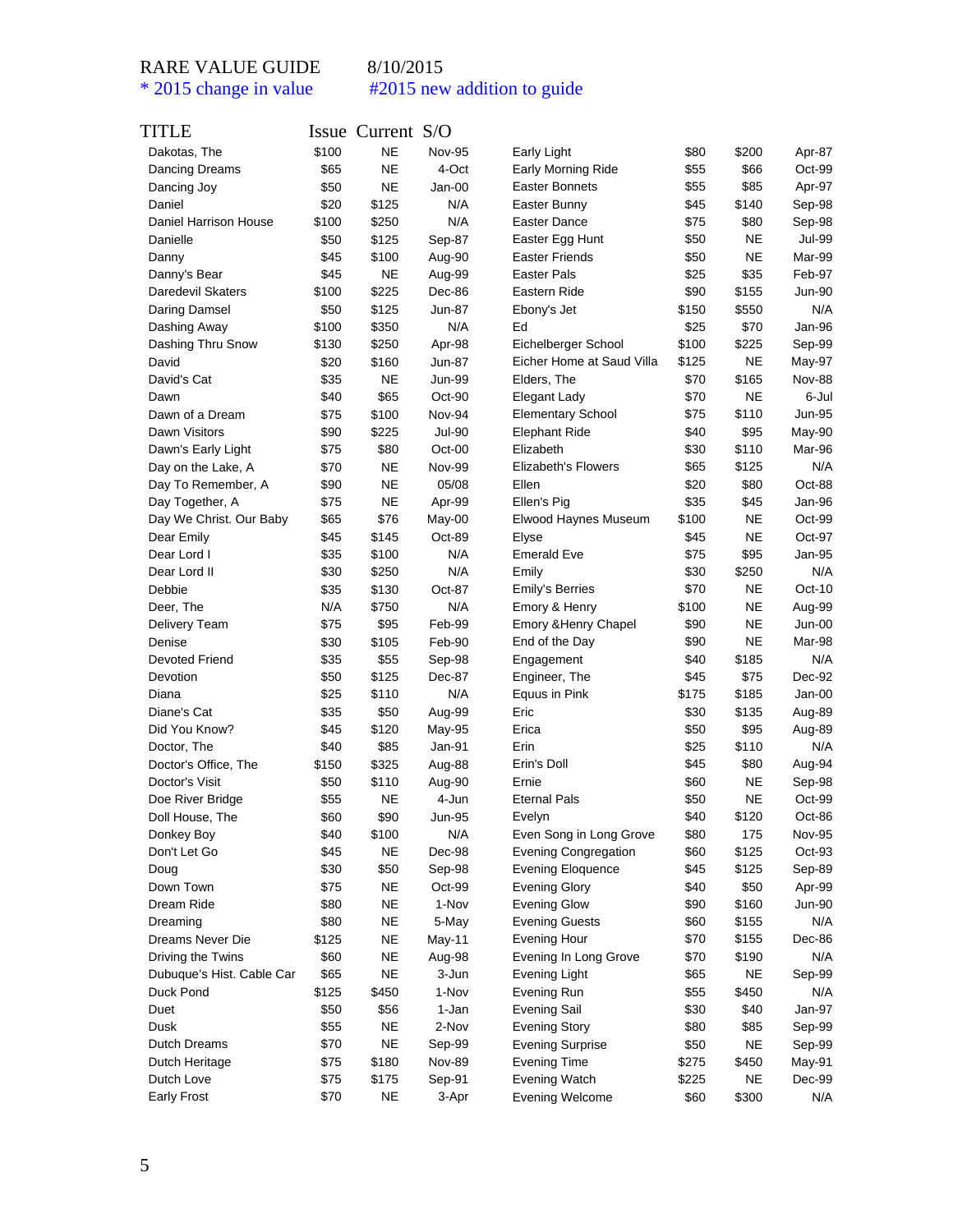RARE VALUE GUIDE 8/10/2015

\* 2015 change in value #2015 new addition to guide

| TITLE | Issue | Current | S/O |
|---|---|---|---|
| Dakotas, The | $100 | NE | Nov-95 |
| Dancing Dreams | $65 | NE | 4-Oct |
| Dancing Joy | $50 | NE | Jan-00 |
| Daniel | $20 | $125 | N/A |
| Daniel Harrison House | $100 | $250 | N/A |
| Danielle | $50 | $125 | Sep-87 |
| Danny | $45 | $100 | Aug-90 |
| Danny's Bear | $45 | NE | Aug-99 |
| Daredevil Skaters | $100 | $225 | Dec-86 |
| Daring Damsel | $50 | $125 | Jun-87 |
| Dashing Away | $100 | $350 | N/A |
| Dashing Thru Snow | $130 | $250 | Apr-98 |
| David | $20 | $160 | Jun-87 |
| David's Cat | $35 | NE | Jun-99 |
| Dawn | $40 | $65 | Oct-90 |
| Dawn of a Dream | $75 | $100 | Nov-94 |
| Dawn Visitors | $90 | $225 | Jul-90 |
| Dawn's Early Light | $75 | $80 | Oct-00 |
| Day on the Lake, A | $70 | NE | Nov-99 |
| Day To Remember, A | $90 | NE | 05/08 |
| Day Together, A | $75 | NE | Apr-99 |
| Day We Christ. Our Baby | $65 | $76 | May-00 |
| Dear Emily | $45 | $145 | Oct-89 |
| Dear Lord I | $35 | $100 | N/A |
| Dear Lord II | $30 | $250 | N/A |
| Debbie | $35 | $130 | Oct-87 |
| Deer, The | N/A | $750 | N/A |
| Delivery Team | $75 | $95 | Feb-99 |
| Denise | $30 | $105 | Feb-90 |
| Devoted Friend | $35 | $55 | Sep-98 |
| Devotion | $50 | $125 | Dec-87 |
| Diana | $25 | $110 | N/A |
| Diane's Cat | $35 | $50 | Aug-99 |
| Did You Know? | $45 | $120 | May-95 |
| Doctor, The | $40 | $85 | Jan-91 |
| Doctor's Office, The | $150 | $325 | Aug-88 |
| Doctor's Visit | $50 | $110 | Aug-90 |
| Doe River Bridge | $55 | NE | 4-Jun |
| Doll House, The | $60 | $90 | Jun-95 |
| Donkey Boy | $40 | $100 | N/A |
| Don't Let Go | $45 | NE | Dec-98 |
| Doug | $30 | $50 | Sep-98 |
| Down Town | $75 | NE | Oct-99 |
| Dream Ride | $80 | NE | 1-Nov |
| Dreaming | $80 | NE | 5-May |
| Dreams Never Die | $125 | NE | May-11 |
| Driving the Twins | $60 | NE | Aug-98 |
| Dubuque's Hist. Cable Car | $65 | NE | 3-Jun |
| Duck Pond | $125 | $450 | 1-Nov |
| Duet | $50 | $56 | 1-Jan |
| Dusk | $55 | NE | 2-Nov |
| Dutch Dreams | $70 | NE | Sep-99 |
| Dutch Heritage | $75 | $180 | Nov-89 |
| Dutch Love | $75 | $175 | Sep-91 |
| Early Frost | $70 | NE | 3-Apr |
| Early Light | $80 | $200 | Apr-87 |
| Early Morning Ride | $55 | $66 | Oct-99 |
| Easter Bonnets | $55 | $85 | Apr-97 |
| Easter Bunny | $45 | $140 | Sep-98 |
| Easter Dance | $75 | $80 | Sep-98 |
| Easter Egg Hunt | $50 | NE | Jul-99 |
| Easter Friends | $50 | NE | Mar-99 |
| Easter Pals | $25 | $35 | Feb-97 |
| Eastern Ride | $90 | $155 | Jun-90 |
| Ebony's Jet | $150 | $550 | N/A |
| Ed | $25 | $70 | Jan-96 |
| Eichelberger School | $100 | $225 | Sep-99 |
| Eicher Home at Saud Villa | $125 | NE | May-97 |
| Elders, The | $70 | $165 | Nov-88 |
| Elegant Lady | $70 | NE | 6-Jul |
| Elementary School | $75 | $110 | Jun-95 |
| Elephant Ride | $40 | $95 | May-90 |
| Elizabeth | $30 | $110 | Mar-96 |
| Elizabeth's Flowers | $65 | $125 | N/A |
| Ellen | $20 | $80 | Oct-88 |
| Ellen's Pig | $35 | $45 | Jan-96 |
| Elwood Haynes Museum | $100 | NE | Oct-99 |
| Elyse | $45 | NE | Oct-97 |
| Emerald Eve | $75 | $95 | Jan-95 |
| Emily | $30 | $250 | N/A |
| Emily's Berries | $70 | NE | Oct-10 |
| Emory & Henry | $100 | NE | Aug-99 |
| Emory &Henry Chapel | $90 | NE | Jun-00 |
| End of the Day | $90 | NE | Mar-98 |
| Engagement | $40 | $185 | N/A |
| Engineer, The | $45 | $75 | Dec-92 |
| Equus in Pink | $175 | $185 | Jan-00 |
| Eric | $30 | $135 | Aug-89 |
| Erica | $50 | $95 | Aug-89 |
| Erin | $25 | $110 | N/A |
| Erin's Doll | $45 | $80 | Aug-94 |
| Ernie | $60 | NE | Sep-98 |
| Eternal Pals | $50 | NE | Oct-99 |
| Evelyn | $40 | $120 | Oct-86 |
| Even Song in Long Grove | $80 | 175 | Nov-95 |
| Evening Congregation | $60 | $125 | Oct-93 |
| Evening Eloquence | $45 | $125 | Sep-89 |
| Evening Glory | $40 | $50 | Apr-99 |
| Evening Glow | $90 | $160 | Jun-90 |
| Evening Guests | $60 | $155 | N/A |
| Evening Hour | $70 | $155 | Dec-86 |
| Evening In Long Grove | $70 | $190 | N/A |
| Evening Light | $65 | NE | Sep-99 |
| Evening Run | $55 | $450 | N/A |
| Evening Sail | $30 | $40 | Jan-97 |
| Evening Story | $80 | $85 | Sep-99 |
| Evening Surprise | $50 | NE | Sep-99 |
| Evening Time | $275 | $450 | May-91 |
| Evening Watch | $225 | NE | Dec-99 |
| Evening Welcome | $60 | $300 | N/A |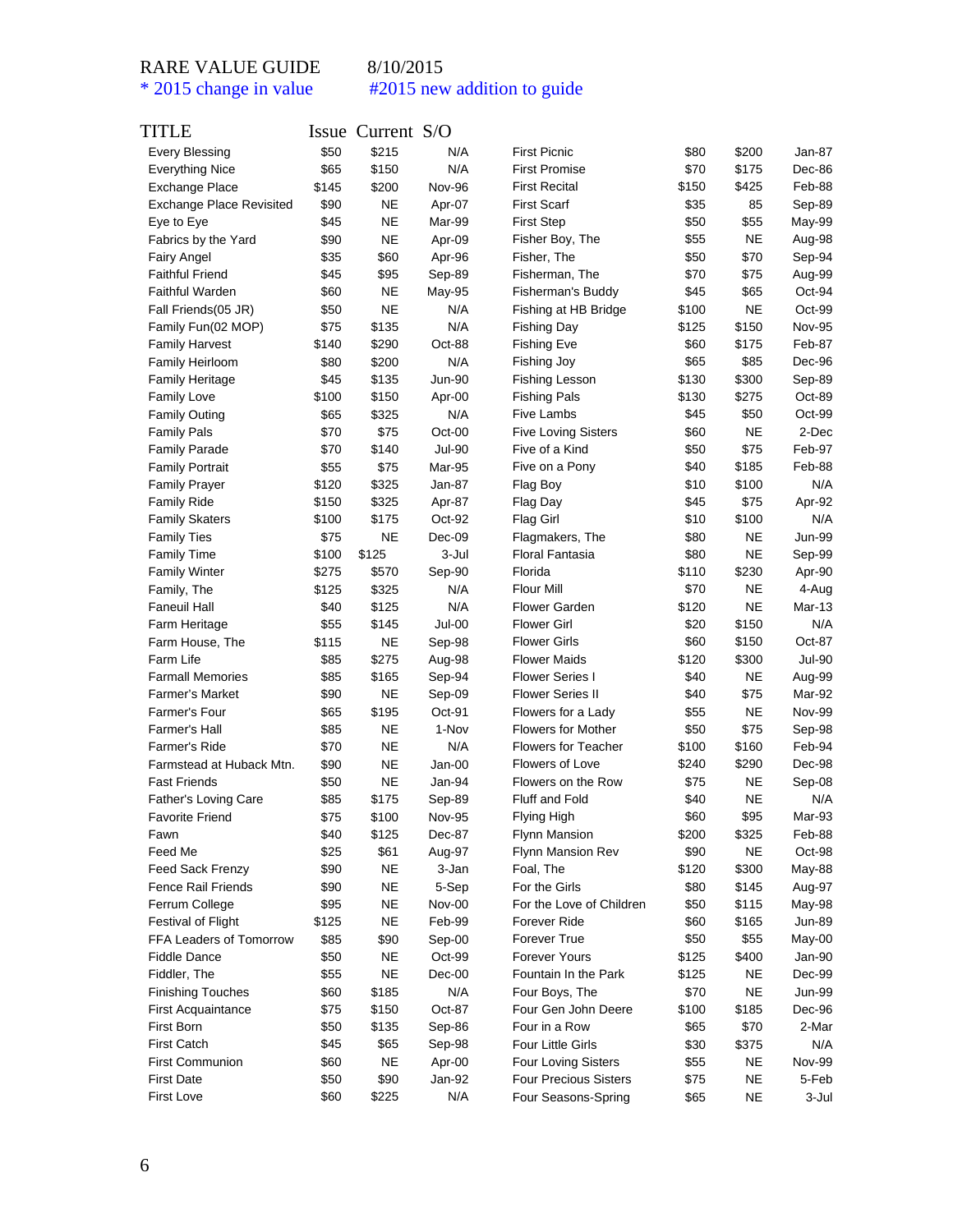RARE VALUE GUIDE 8/10/2015

\* 2015 change in value #2015 new addition to guide

| TITLE | Issue | Current | S/O |
|---|---|---|---|
| Every Blessing | $50 | $215 | N/A |
| Everything Nice | $65 | $150 | N/A |
| Exchange Place | $145 | $200 | Nov-96 |
| Exchange Place Revisited | $90 | NE | Apr-07 |
| Eye to Eye | $45 | NE | Mar-99 |
| Fabrics by the Yard | $90 | NE | Apr-09 |
| Fairy Angel | $35 | $60 | Apr-96 |
| Faithful Friend | $45 | $95 | Sep-89 |
| Faithful Warden | $60 | NE | May-95 |
| Fall Friends(05 JR) | $50 | NE | N/A |
| Family Fun(02 MOP) | $75 | $135 | N/A |
| Family Harvest | $140 | $290 | Oct-88 |
| Family Heirloom | $80 | $200 | N/A |
| Family Heritage | $45 | $135 | Jun-90 |
| Family Love | $100 | $150 | Apr-00 |
| Family Outing | $65 | $325 | N/A |
| Family Pals | $70 | $75 | Oct-00 |
| Family Parade | $70 | $140 | Jul-90 |
| Family Portrait | $55 | $75 | Mar-95 |
| Family Prayer | $120 | $325 | Jan-87 |
| Family Ride | $150 | $325 | Apr-87 |
| Family Skaters | $100 | $175 | Oct-92 |
| Family Ties | $75 | NE | Dec-09 |
| Family Time | $100 | $125 | 3-Jul |
| Family Winter | $275 | $570 | Sep-90 |
| Family, The | $125 | $325 | N/A |
| Faneuil Hall | $40 | $125 | N/A |
| Farm Heritage | $55 | $145 | Jul-00 |
| Farm House, The | $115 | NE | Sep-98 |
| Farm Life | $85 | $275 | Aug-98 |
| Farmall Memories | $85 | $165 | Sep-94 |
| Farmer's Market | $90 | NE | Sep-09 |
| Farmer's Four | $65 | $195 | Oct-91 |
| Farmer's Hall | $85 | NE | 1-Nov |
| Farmer's Ride | $70 | NE | N/A |
| Farmstead at Huback Mtn. | $90 | NE | Jan-00 |
| Fast Friends | $50 | NE | Jan-94 |
| Father's Loving Care | $85 | $175 | Sep-89 |
| Favorite Friend | $75 | $100 | Nov-95 |
| Fawn | $40 | $125 | Dec-87 |
| Feed Me | $25 | $61 | Aug-97 |
| Feed Sack Frenzy | $90 | NE | 3-Jan |
| Fence Rail Friends | $90 | NE | 5-Sep |
| Ferrum College | $95 | NE | Nov-00 |
| Festival of Flight | $125 | NE | Feb-99 |
| FFA Leaders of Tomorrow | $85 | $90 | Sep-00 |
| Fiddle Dance | $50 | NE | Oct-99 |
| Fiddler, The | $55 | NE | Dec-00 |
| Finishing Touches | $60 | $185 | N/A |
| First Acquaintance | $75 | $150 | Oct-87 |
| First Born | $50 | $135 | Sep-86 |
| First Catch | $45 | $65 | Sep-98 |
| First Communion | $60 | NE | Apr-00 |
| First Date | $50 | $90 | Jan-92 |
| First Love | $60 | $225 | N/A |
| First Picnic | $80 | $200 | Jan-87 |
| First Promise | $70 | $175 | Dec-86 |
| First Recital | $150 | $425 | Feb-88 |
| First Scarf | $35 | 85 | Sep-89 |
| First Step | $50 | $55 | May-99 |
| Fisher Boy, The | $55 | NE | Aug-98 |
| Fisher, The | $50 | $70 | Sep-94 |
| Fisherman, The | $70 | $75 | Aug-99 |
| Fisherman's Buddy | $45 | $65 | Oct-94 |
| Fishing at HB Bridge | $100 | NE | Oct-99 |
| Fishing Day | $125 | $150 | Nov-95 |
| Fishing Eve | $60 | $175 | Feb-87 |
| Fishing Joy | $65 | $85 | Dec-96 |
| Fishing Lesson | $130 | $300 | Sep-89 |
| Fishing Pals | $130 | $275 | Oct-89 |
| Five Lambs | $45 | $50 | Oct-99 |
| Five Loving Sisters | $60 | NE | 2-Dec |
| Five of a Kind | $50 | $75 | Feb-97 |
| Five on a Pony | $40 | $185 | Feb-88 |
| Flag Boy | $10 | $100 | N/A |
| Flag Day | $45 | $75 | Apr-92 |
| Flag Girl | $10 | $100 | N/A |
| Flagmakers, The | $80 | NE | Jun-99 |
| Floral Fantasia | $80 | NE | Sep-99 |
| Florida | $110 | $230 | Apr-90 |
| Flour Mill | $70 | NE | 4-Aug |
| Flower Garden | $120 | NE | Mar-13 |
| Flower Girl | $20 | $150 | N/A |
| Flower Girls | $60 | $150 | Oct-87 |
| Flower Maids | $120 | $300 | Jul-90 |
| Flower Series I | $40 | NE | Aug-99 |
| Flower Series II | $40 | $75 | Mar-92 |
| Flowers for a Lady | $55 | NE | Nov-99 |
| Flowers for Mother | $50 | $75 | Sep-98 |
| Flowers for Teacher | $100 | $160 | Feb-94 |
| Flowers of Love | $240 | $290 | Dec-98 |
| Flowers on the Row | $75 | NE | Sep-08 |
| Fluff and Fold | $40 | NE | N/A |
| Flying High | $60 | $95 | Mar-93 |
| Flynn Mansion | $200 | $325 | Feb-88 |
| Flynn Mansion Rev | $90 | NE | Oct-98 |
| Foal, The | $120 | $300 | May-88 |
| For the Girls | $80 | $145 | Aug-97 |
| For the Love of Children | $50 | $115 | May-98 |
| Forever Ride | $60 | $165 | Jun-89 |
| Forever True | $50 | $55 | May-00 |
| Forever Yours | $125 | $400 | Jan-90 |
| Fountain In the Park | $125 | NE | Dec-99 |
| Four Boys, The | $70 | NE | Jun-99 |
| Four Gen John Deere | $100 | $185 | Dec-96 |
| Four in a Row | $65 | $70 | 2-Mar |
| Four Little Girls | $30 | $375 | N/A |
| Four Loving Sisters | $55 | NE | Nov-99 |
| Four Precious Sisters | $75 | NE | 5-Feb |
| Four Seasons-Spring | $65 | NE | 3-Jul |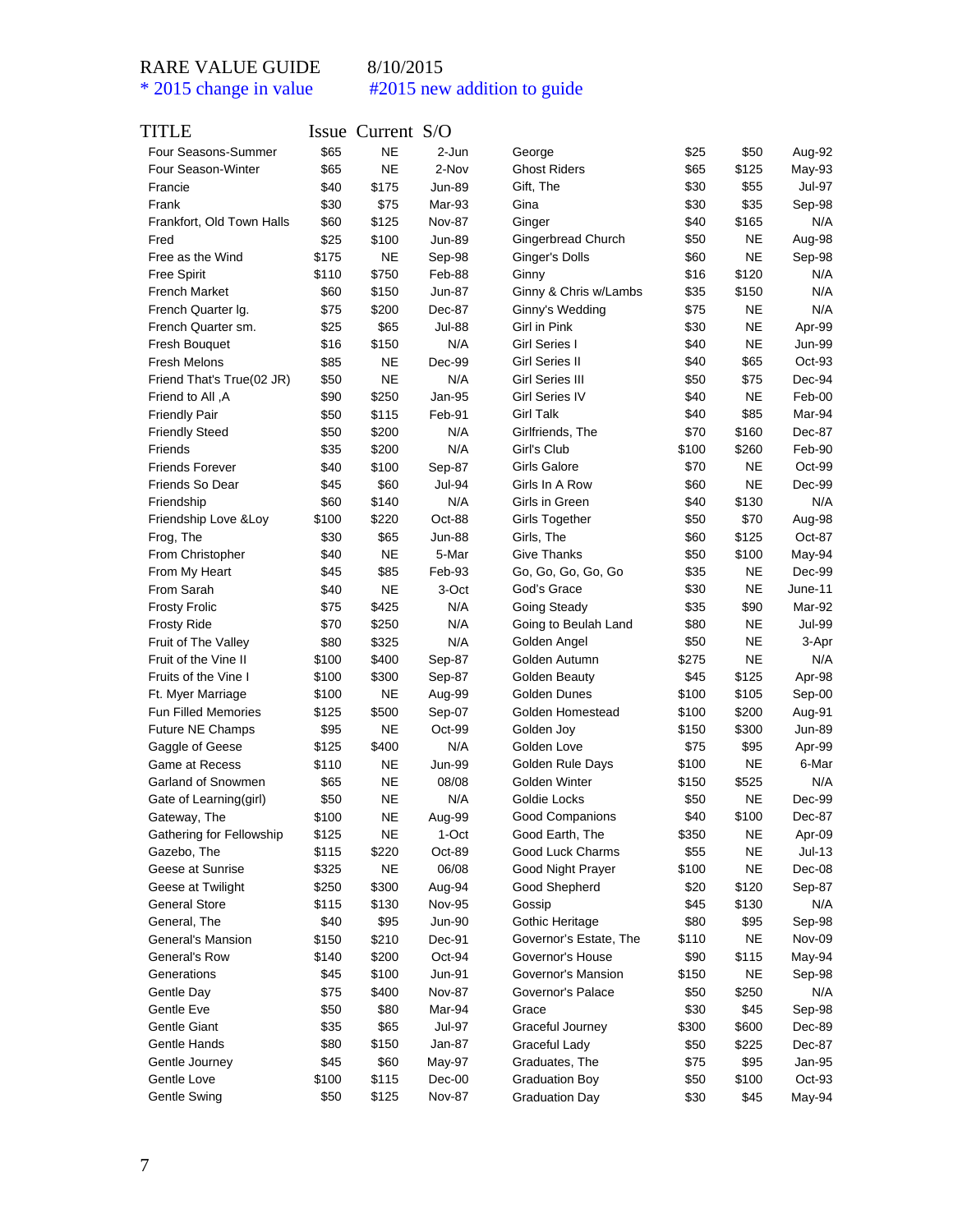RARE VALUE GUIDE 8/10/2015

* 2015 change in value #2015 new addition to guide

| TITLE | Issue | Current | S/O |
|---|---|---|---|
| Four Seasons-Summer | $65 | NE | 2-Jun |
| Four Season-Winter | $65 | NE | 2-Nov |
| Francie | $40 | $175 | Jun-89 |
| Frank | $30 | $75 | Mar-93 |
| Frankfort, Old Town Halls | $60 | $125 | Nov-87 |
| Fred | $25 | $100 | Jun-89 |
| Free as the Wind | $175 | NE | Sep-98 |
| Free Spirit | $110 | $750 | Feb-88 |
| French Market | $60 | $150 | Jun-87 |
| French Quarter lg. | $75 | $200 | Dec-87 |
| French Quarter sm. | $25 | $65 | Jul-88 |
| Fresh Bouquet | $16 | $150 | N/A |
| Fresh Melons | $85 | NE | Dec-99 |
| Friend That's True(02 JR) | $50 | NE | N/A |
| Friend to All ,A | $90 | $250 | Jan-95 |
| Friendly Pair | $50 | $115 | Feb-91 |
| Friendly Steed | $50 | $200 | N/A |
| Friends | $35 | $200 | N/A |
| Friends Forever | $40 | $100 | Sep-87 |
| Friends So Dear | $45 | $60 | Jul-94 |
| Friendship | $60 | $140 | N/A |
| Friendship Love &Loy | $100 | $220 | Oct-88 |
| Frog, The | $30 | $65 | Jun-88 |
| From Christopher | $40 | NE | 5-Mar |
| From My Heart | $45 | $85 | Feb-93 |
| From Sarah | $40 | NE | 3-Oct |
| Frosty Frolic | $75 | $425 | N/A |
| Frosty Ride | $70 | $250 | N/A |
| Fruit of The Valley | $80 | $325 | N/A |
| Fruit of the Vine II | $100 | $400 | Sep-87 |
| Fruits of the Vine I | $100 | $300 | Sep-87 |
| Ft. Myer Marriage | $100 | NE | Aug-99 |
| Fun Filled Memories | $125 | $500 | Sep-07 |
| Future NE Champs | $95 | NE | Oct-99 |
| Gaggle of Geese | $125 | $400 | N/A |
| Game at Recess | $110 | NE | Jun-99 |
| Garland of Snowmen | $65 | NE | 08/08 |
| Gate of Learning(girl) | $50 | NE | N/A |
| Gateway, The | $100 | NE | Aug-99 |
| Gathering for Fellowship | $125 | NE | 1-Oct |
| Gazebo, The | $115 | $220 | Oct-89 |
| Geese at Sunrise | $325 | NE | 06/08 |
| Geese at Twilight | $250 | $300 | Aug-94 |
| General Store | $115 | $130 | Nov-95 |
| General, The | $40 | $95 | Jun-90 |
| General's Mansion | $150 | $210 | Dec-91 |
| General's Row | $140 | $200 | Oct-94 |
| Generations | $45 | $100 | Jun-91 |
| Gentle Day | $75 | $400 | Nov-87 |
| Gentle Eve | $50 | $80 | Mar-94 |
| Gentle Giant | $35 | $65 | Jul-97 |
| Gentle Hands | $80 | $150 | Jan-87 |
| Gentle Journey | $45 | $60 | May-97 |
| Gentle Love | $100 | $115 | Dec-00 |
| Gentle Swing | $50 | $125 | Nov-87 |
| George | $25 | $50 | Aug-92 |
| Ghost Riders | $65 | $125 | May-93 |
| Gift, The | $30 | $55 | Jul-97 |
| Gina | $30 | $35 | Sep-98 |
| Ginger | $40 | $165 | N/A |
| Gingerbread Church | $50 | NE | Aug-98 |
| Ginger's Dolls | $60 | NE | Sep-98 |
| Ginny | $16 | $120 | N/A |
| Ginny & Chris w/Lambs | $35 | $150 | N/A |
| Ginny's Wedding | $75 | NE | N/A |
| Girl in Pink | $30 | NE | Apr-99 |
| Girl Series I | $40 | NE | Jun-99 |
| Girl Series II | $40 | $65 | Oct-93 |
| Girl Series III | $50 | $75 | Dec-94 |
| Girl Series IV | $40 | NE | Feb-00 |
| Girl Talk | $40 | $85 | Mar-94 |
| Girlfriends, The | $70 | $160 | Dec-87 |
| Girl's Club | $100 | $260 | Feb-90 |
| Girls Galore | $70 | NE | Oct-99 |
| Girls In A Row | $60 | NE | Dec-99 |
| Girls in Green | $40 | $130 | N/A |
| Girls Together | $50 | $70 | Aug-98 |
| Girls, The | $60 | $125 | Oct-87 |
| Give Thanks | $50 | $100 | May-94 |
| Go, Go, Go, Go, Go | $35 | NE | Dec-99 |
| God's Grace | $30 | NE | June-11 |
| Going Steady | $35 | $90 | Mar-92 |
| Going to Beulah Land | $80 | NE | Jul-99 |
| Golden Angel | $50 | NE | 3-Apr |
| Golden Autumn | $275 | NE | N/A |
| Golden Beauty | $45 | $125 | Apr-98 |
| Golden Dunes | $100 | $105 | Sep-00 |
| Golden Homestead | $100 | $200 | Aug-91 |
| Golden Joy | $150 | $300 | Jun-89 |
| Golden Love | $75 | $95 | Apr-99 |
| Golden Rule Days | $100 | NE | 6-Mar |
| Golden Winter | $150 | $525 | N/A |
| Goldie Locks | $50 | NE | Dec-99 |
| Good Companions | $40 | $100 | Dec-87 |
| Good Earth, The | $350 | NE | Apr-09 |
| Good Luck Charms | $55 | NE | Jul-13 |
| Good Night Prayer | $100 | NE | Dec-08 |
| Good Shepherd | $20 | $120 | Sep-87 |
| Gossip | $45 | $130 | N/A |
| Gothic Heritage | $80 | $95 | Sep-98 |
| Governor's Estate, The | $110 | NE | Nov-09 |
| Governor's House | $90 | $115 | May-94 |
| Governor's Mansion | $150 | NE | Sep-98 |
| Governor's Palace | $50 | $250 | N/A |
| Grace | $30 | $45 | Sep-98 |
| Graceful Journey | $300 | $600 | Dec-89 |
| Graceful Lady | $50 | $225 | Dec-87 |
| Graduates, The | $75 | $95 | Jan-95 |
| Graduation Boy | $50 | $100 | Oct-93 |
| Graduation Day | $30 | $45 | May-94 |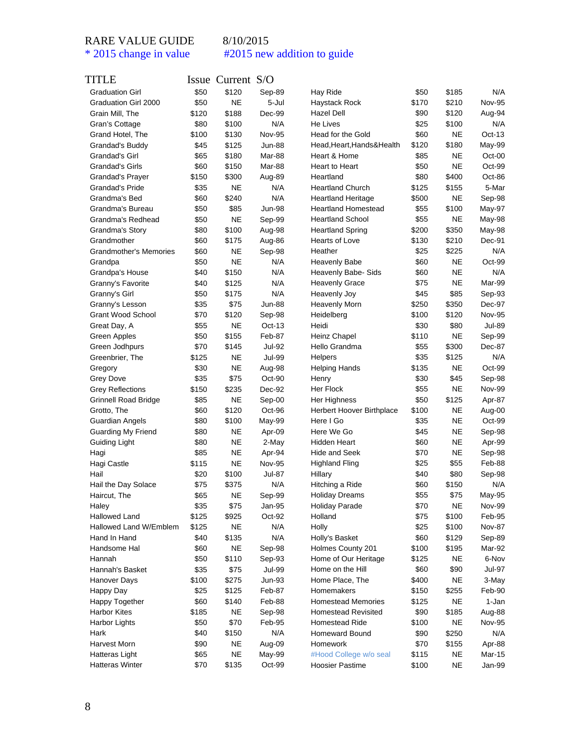RARE VALUE GUIDE 8/10/2015

* 2015 change in value #2015 new addition to guide

| TITLE | Issue | Current | S/O |
|---|---|---|---|
| Graduation Girl | $50 | $120 | Sep-89 |
| Graduation Girl 2000 | $50 | NE | 5-Jul |
| Grain Mill, The | $120 | $188 | Dec-99 |
| Gran's Cottage | $80 | $100 | N/A |
| Grand Hotel, The | $100 | $130 | Nov-95 |
| Grandad's Buddy | $45 | $125 | Jun-88 |
| Grandad's Girl | $65 | $180 | Mar-88 |
| Grandad's Girls | $60 | $150 | Mar-88 |
| Grandad's Prayer | $150 | $300 | Aug-89 |
| Grandad's Pride | $35 | NE | N/A |
| Grandma's Bed | $60 | $240 | N/A |
| Grandma's Bureau | $50 | $85 | Jun-98 |
| Grandma's Redhead | $50 | NE | Sep-99 |
| Grandma's Story | $80 | $100 | Aug-98 |
| Grandmother | $60 | $175 | Aug-86 |
| Grandmother's Memories | $60 | NE | Sep-98 |
| Grandpa | $50 | NE | N/A |
| Grandpa's House | $40 | $150 | N/A |
| Granny's Favorite | $40 | $125 | N/A |
| Granny's Girl | $50 | $175 | N/A |
| Granny's Lesson | $35 | $75 | Jun-88 |
| Grant Wood School | $70 | $120 | Sep-98 |
| Great Day, A | $55 | NE | Oct-13 |
| Green Apples | $50 | $155 | Feb-87 |
| Green Jodhpurs | $70 | $145 | Jul-92 |
| Greenbrier, The | $125 | NE | Jul-99 |
| Gregory | $30 | NE | Aug-98 |
| Grey Dove | $35 | $75 | Oct-90 |
| Grey Reflections | $150 | $235 | Dec-92 |
| Grinnell Road Bridge | $85 | NE | Sep-00 |
| Grotto, The | $60 | $120 | Oct-96 |
| Guardian Angels | $80 | $100 | May-99 |
| Guarding My Friend | $80 | NE | Apr-09 |
| Guiding Light | $80 | NE | 2-May |
| Hagi | $85 | NE | Apr-94 |
| Hagi Castle | $115 | NE | Nov-95 |
| Hail | $20 | $100 | Jul-87 |
| Hail the Day Solace | $75 | $375 | N/A |
| Haircut, The | $65 | NE | Sep-99 |
| Haley | $35 | $75 | Jan-95 |
| Hallowed Land | $125 | $925 | Oct-92 |
| Hallowed Land W/Emblem | $125 | NE | N/A |
| Hand In Hand | $40 | $135 | N/A |
| Handsome Hal | $60 | NE | Sep-98 |
| Hannah | $50 | $110 | Sep-93 |
| Hannah's Basket | $35 | $75 | Jul-99 |
| Hanover Days | $100 | $275 | Jun-93 |
| Happy Day | $25 | $125 | Feb-87 |
| Happy Together | $60 | $140 | Feb-88 |
| Harbor Kites | $185 | NE | Sep-98 |
| Harbor Lights | $50 | $70 | Feb-95 |
| Hark | $40 | $150 | N/A |
| Harvest Morn | $90 | NE | Aug-09 |
| Hatteras Light | $65 | NE | May-99 |
| Hatteras Winter | $70 | $135 | Oct-99 |
| Hay Ride | $50 | $185 | N/A |
| Haystack Rock | $170 | $210 | Nov-95 |
| Hazel Dell | $90 | $120 | Aug-94 |
| He Lives | $25 | $100 | N/A |
| Head for the Gold | $60 | NE | Oct-13 |
| Head,Heart,Hands&Health | $120 | $180 | May-99 |
| Heart & Home | $85 | NE | Oct-00 |
| Heart to Heart | $50 | NE | Oct-99 |
| Heartland | $80 | $400 | Oct-86 |
| Heartland Church | $125 | $155 | 5-Mar |
| Heartland Heritage | $500 | NE | Sep-98 |
| Heartland Homestead | $55 | $100 | May-97 |
| Heartland School | $55 | NE | May-98 |
| Heartland Spring | $200 | $350 | May-98 |
| Hearts of Love | $130 | $210 | Dec-91 |
| Heather | $25 | $225 | N/A |
| Heavenly Babe | $60 | NE | Oct-99 |
| Heavenly Babe- Sids | $60 | NE | N/A |
| Heavenly Grace | $75 | NE | Mar-99 |
| Heavenly Joy | $45 | $85 | Sep-93 |
| Heavenly Morn | $250 | $350 | Dec-97 |
| Heidelberg | $100 | $120 | Nov-95 |
| Heidi | $30 | $80 | Jul-89 |
| Heinz Chapel | $110 | NE | Sep-99 |
| Hello Grandma | $55 | $300 | Dec-87 |
| Helpers | $35 | $125 | N/A |
| Helping Hands | $135 | NE | Oct-99 |
| Henry | $30 | $45 | Sep-98 |
| Her Flock | $55 | NE | Nov-99 |
| Her Highness | $50 | $125 | Apr-87 |
| Herbert Hoover Birthplace | $100 | NE | Aug-00 |
| Here I Go | $35 | NE | Oct-99 |
| Here We Go | $45 | NE | Sep-98 |
| Hidden Heart | $60 | NE | Apr-99 |
| Hide and Seek | $70 | NE | Sep-98 |
| Highland Fling | $25 | $55 | Feb-88 |
| Hillary | $40 | $80 | Sep-98 |
| Hitching a Ride | $60 | $150 | N/A |
| Holiday Dreams | $55 | $75 | May-95 |
| Holiday Parade | $70 | NE | Nov-99 |
| Holland | $75 | $100 | Feb-95 |
| Holly | $25 | $100 | Nov-87 |
| Holly's Basket | $60 | $129 | Sep-89 |
| Holmes County 201 | $100 | $195 | Mar-92 |
| Home of Our Heritage | $125 | NE | 6-Nov |
| Home on the Hill | $60 | $90 | Jul-97 |
| Home Place, The | $400 | NE | 3-May |
| Homemakers | $150 | $255 | Feb-90 |
| Homestead Memories | $125 | NE | 1-Jan |
| Homestead Revisited | $90 | $185 | Aug-88 |
| Homestead Ride | $100 | NE | Nov-95 |
| Homeward Bound | $90 | $250 | N/A |
| Homework | $70 | $155 | Apr-88 |
| #Hood College w/o seal | $115 | NE | Mar-15 |
| Hoosier Pastime | $100 | NE | Jan-99 |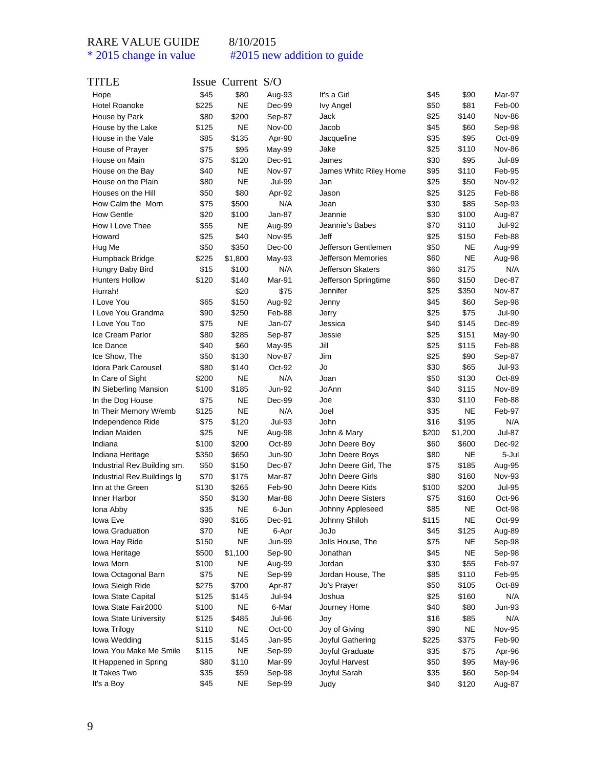RARE VALUE GUIDE 8/10/2015

\* 2015 change in value #2015 new addition to guide

| TITLE | Issue | Current | S/O |
|---|---|---|---|
| Hope | $45 | $80 | Aug-93 |
| Hotel Roanoke | $225 | NE | Dec-99 |
| House by Park | $80 | $200 | Sep-87 |
| House by the Lake | $125 | NE | Nov-00 |
| House in the Vale | $85 | $135 | Apr-90 |
| House of Prayer | $75 | $95 | May-99 |
| House on Main | $75 | $120 | Dec-91 |
| House on the Bay | $40 | NE | Nov-97 |
| House on the Plain | $80 | NE | Jul-99 |
| Houses on the Hill | $50 | $80 | Apr-92 |
| How Calm the Morn | $75 | $500 | N/A |
| How Gentle | $20 | $100 | Jan-87 |
| How I Love Thee | $55 | NE | Aug-99 |
| Howard | $25 | $40 | Nov-95 |
| Hug Me | $50 | $350 | Dec-00 |
| Humpback Bridge | $225 | $1,800 | May-93 |
| Hungry Baby Bird | $15 | $100 | N/A |
| Hunters Hollow | $120 | $140 | Mar-91 |
| Hurrah! | | $20 | $75 |
| I Love You | $65 | $150 | Aug-92 |
| I Love You Grandma | $90 | $250 | Feb-88 |
| I Love You Too | $75 | NE | Jan-07 |
| Ice Cream Parlor | $80 | $285 | Sep-87 |
| Ice Dance | $40 | $60 | May-95 |
| Ice Show, The | $50 | $130 | Nov-87 |
| Idora Park Carousel | $80 | $140 | Oct-92 |
| In Care of Sight | $200 | NE | N/A |
| IN Sieberling Mansion | $100 | $185 | Jun-92 |
| In the Dog House | $75 | NE | Dec-99 |
| In Their Memory W/emb | $125 | NE | N/A |
| Independence Ride | $75 | $120 | Jul-93 |
| Indian Maiden | $25 | NE | Aug-98 |
| Indiana | $100 | $200 | Oct-89 |
| Indiana Heritage | $350 | $650 | Jun-90 |
| Industrial Rev.Building sm. | $50 | $150 | Dec-87 |
| Industrial Rev.Buildings lg | $70 | $175 | Mar-87 |
| Inn at the Green | $130 | $265 | Feb-90 |
| Inner Harbor | $50 | $130 | Mar-88 |
| Iona Abby | $35 | NE | 6-Jun |
| Iowa Eve | $90 | $165 | Dec-91 |
| Iowa Graduation | $70 | NE | 6-Apr |
| Iowa Hay Ride | $150 | NE | Jun-99 |
| Iowa Heritage | $500 | $1,100 | Sep-90 |
| Iowa Morn | $100 | NE | Aug-99 |
| Iowa Octagonal Barn | $75 | NE | Sep-99 |
| Iowa Sleigh Ride | $275 | $700 | Apr-87 |
| Iowa State Capital | $125 | $145 | Jul-94 |
| Iowa State Fair2000 | $100 | NE | 6-Mar |
| Iowa State University | $125 | $485 | Jul-96 |
| Iowa Trilogy | $110 | NE | Oct-00 |
| Iowa Wedding | $115 | $145 | Jan-95 |
| Iowa You Make Me Smile | $115 | NE | Sep-99 |
| It Happened in Spring | $80 | $110 | Mar-99 |
| It Takes Two | $35 | $59 | Sep-98 |
| It's a Boy | $45 | NE | Sep-99 |
| It's a Girl | $45 | $90 | Mar-97 |
| Ivy Angel | $50 | $81 | Feb-00 |
| Jack | $25 | $140 | Nov-86 |
| Jacob | $45 | $60 | Sep-98 |
| Jacqueline | $35 | $95 | Oct-89 |
| Jake | $25 | $110 | Nov-86 |
| James | $30 | $95 | Jul-89 |
| James Whitc Riley Home | $95 | $110 | Feb-95 |
| Jan | $25 | $50 | Nov-92 |
| Jason | $25 | $125 | Feb-88 |
| Jean | $30 | $85 | Sep-93 |
| Jeannie | $30 | $100 | Aug-87 |
| Jeannie's Babes | $70 | $110 | Jul-92 |
| Jeff | $25 | $150 | Feb-88 |
| Jefferson Gentlemen | $50 | NE | Aug-99 |
| Jefferson Memories | $60 | NE | Aug-98 |
| Jefferson Skaters | $60 | $175 | N/A |
| Jefferson Springtime | $60 | $150 | Dec-87 |
| Jennifer | $25 | $350 | Nov-87 |
| Jenny | $45 | $60 | Sep-98 |
| Jerry | $25 | $75 | Jul-90 |
| Jessica | $40 | $145 | Dec-89 |
| Jessie | $25 | $151 | May-90 |
| Jill | $25 | $115 | Feb-88 |
| Jim | $25 | $90 | Sep-87 |
| Jo | $30 | $65 | Jul-93 |
| Joan | $50 | $130 | Oct-89 |
| JoAnn | $40 | $115 | Nov-89 |
| Joe | $30 | $110 | Feb-88 |
| Joel | $35 | NE | Feb-97 |
| John | $16 | $195 | N/A |
| John & Mary | $200 | $1,200 | Jul-87 |
| John Deere Boy | $60 | $600 | Dec-92 |
| John Deere Boys | $80 | NE | 5-Jul |
| John Deere Girl, The | $75 | $185 | Aug-95 |
| John Deere Girls | $80 | $160 | Nov-93 |
| John Deere Kids | $100 | $200 | Jul-95 |
| John Deere Sisters | $75 | $160 | Oct-96 |
| Johnny Appleseed | $85 | NE | Oct-98 |
| Johnny Shiloh | $115 | NE | Oct-99 |
| JoJo | $45 | $125 | Aug-89 |
| Jolls House, The | $75 | NE | Sep-98 |
| Jonathan | $45 | NE | Sep-98 |
| Jordan | $30 | $55 | Feb-97 |
| Jordan House, The | $85 | $110 | Feb-95 |
| Jo's Prayer | $50 | $105 | Oct-89 |
| Joshua | $25 | $160 | N/A |
| Journey Home | $40 | $80 | Jun-93 |
| Joy | $16 | $85 | N/A |
| Joy of Giving | $90 | NE | Nov-95 |
| Joyful Gathering | $225 | $375 | Feb-90 |
| Joyful Graduate | $35 | $75 | Apr-96 |
| Joyful Harvest | $50 | $95 | May-96 |
| Joyful Sarah | $35 | $60 | Sep-94 |
| Judy | $40 | $120 | Aug-87 |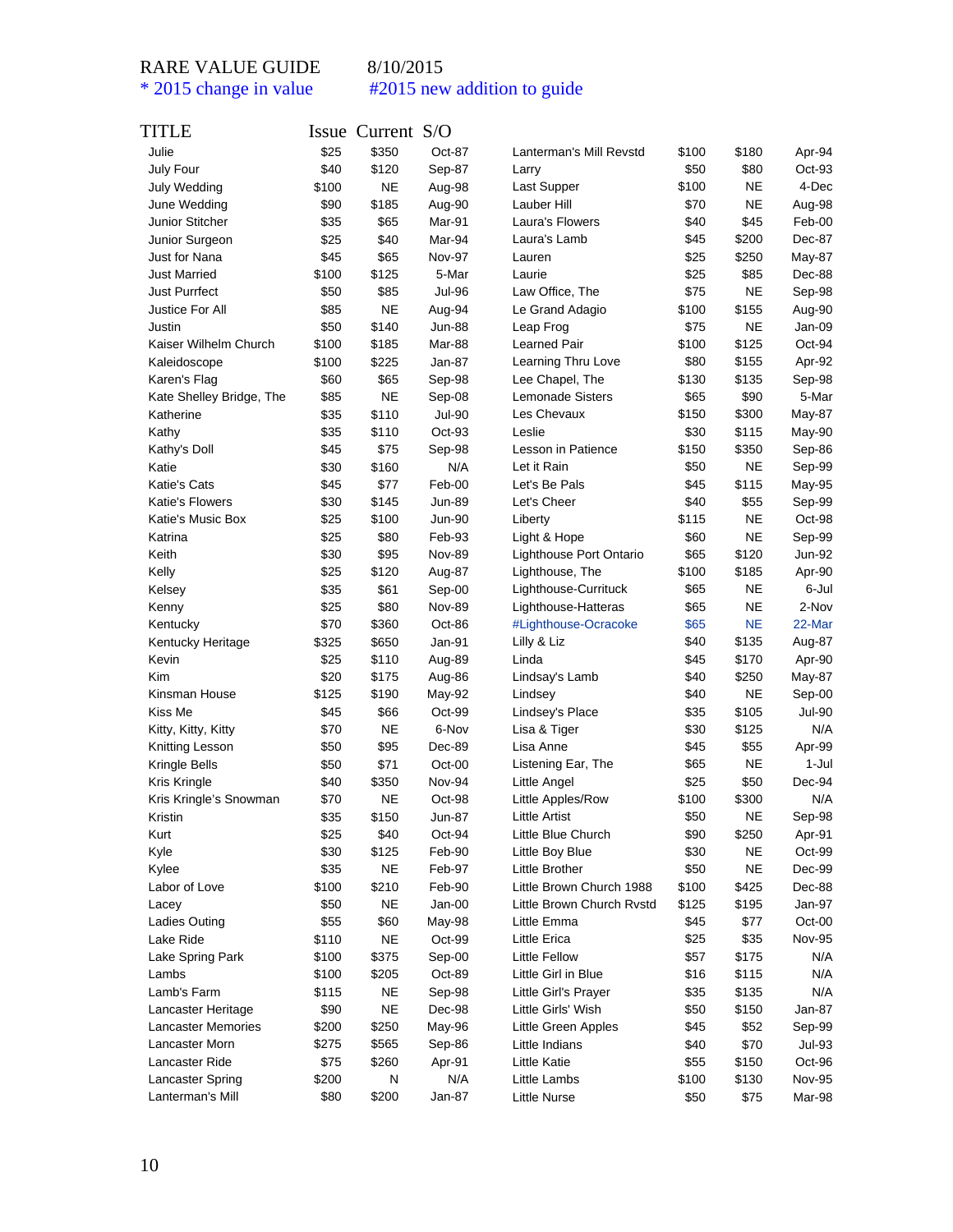RARE VALUE GUIDE 8/10/2015

\* 2015 change in value #2015 new addition to guide

| TITLE | Issue | Current | S/O |
|---|---|---|---|
| Julie | $25 | $350 | Oct-87 |
| July Four | $40 | $120 | Sep-87 |
| July Wedding | $100 | NE | Aug-98 |
| June Wedding | $90 | $185 | Aug-90 |
| Junior Stitcher | $35 | $65 | Mar-91 |
| Junior Surgeon | $25 | $40 | Mar-94 |
| Just for Nana | $45 | $65 | Nov-97 |
| Just Married | $100 | $125 | 5-Mar |
| Just Purrfect | $50 | $85 | Jul-96 |
| Justice For All | $85 | NE | Aug-94 |
| Justin | $50 | $140 | Jun-88 |
| Kaiser Wilhelm Church | $100 | $185 | Mar-88 |
| Kaleidoscope | $100 | $225 | Jan-87 |
| Karen's Flag | $60 | $65 | Sep-98 |
| Kate Shelley Bridge, The | $85 | NE | Sep-08 |
| Katherine | $35 | $110 | Jul-90 |
| Kathy | $35 | $110 | Oct-93 |
| Kathy's Doll | $45 | $75 | Sep-98 |
| Katie | $30 | $160 | N/A |
| Katie's Cats | $45 | $77 | Feb-00 |
| Katie's Flowers | $30 | $145 | Jun-89 |
| Katie's Music Box | $25 | $100 | Jun-90 |
| Katrina | $25 | $80 | Feb-93 |
| Keith | $30 | $95 | Nov-89 |
| Kelly | $25 | $120 | Aug-87 |
| Kelsey | $35 | $61 | Sep-00 |
| Kenny | $25 | $80 | Nov-89 |
| Kentucky | $70 | $360 | Oct-86 |
| Kentucky Heritage | $325 | $650 | Jan-91 |
| Kevin | $25 | $110 | Aug-89 |
| Kim | $20 | $175 | Aug-86 |
| Kinsman House | $125 | $190 | May-92 |
| Kiss Me | $45 | $66 | Oct-99 |
| Kitty, Kitty, Kitty | $70 | NE | 6-Nov |
| Knitting Lesson | $50 | $95 | Dec-89 |
| Kringle Bells | $50 | $71 | Oct-00 |
| Kris Kringle | $40 | $350 | Nov-94 |
| Kris Kringle's Snowman | $70 | NE | Oct-98 |
| Kristin | $35 | $150 | Jun-87 |
| Kurt | $25 | $40 | Oct-94 |
| Kyle | $30 | $125 | Feb-90 |
| Kylee | $35 | NE | Feb-97 |
| Labor of Love | $100 | $210 | Feb-90 |
| Lacey | $50 | NE | Jan-00 |
| Ladies Outing | $55 | $60 | May-98 |
| Lake Ride | $110 | NE | Oct-99 |
| Lake Spring Park | $100 | $375 | Sep-00 |
| Lambs | $100 | $205 | Oct-89 |
| Lamb's Farm | $115 | NE | Sep-98 |
| Lancaster Heritage | $90 | NE | Dec-98 |
| Lancaster Memories | $200 | $250 | May-96 |
| Lancaster Morn | $275 | $565 | Sep-86 |
| Lancaster Ride | $75 | $260 | Apr-91 |
| Lancaster Spring | $200 | N | N/A |
| Lanterman's Mill | $80 | $200 | Jan-87 |
| Lanterman's Mill Revstd | $100 | $180 | Apr-94 |
| Larry | $50 | $80 | Oct-93 |
| Last Supper | $100 | NE | 4-Dec |
| Lauber Hill | $70 | NE | Aug-98 |
| Laura's Flowers | $40 | $45 | Feb-00 |
| Laura's Lamb | $45 | $200 | Dec-87 |
| Lauren | $25 | $250 | May-87 |
| Laurie | $25 | $85 | Dec-88 |
| Law Office, The | $75 | NE | Sep-98 |
| Le Grand Adagio | $100 | $155 | Aug-90 |
| Leap Frog | $75 | NE | Jan-09 |
| Learned Pair | $100 | $125 | Oct-94 |
| Learning Thru Love | $80 | $155 | Apr-92 |
| Lee Chapel, The | $130 | $135 | Sep-98 |
| Lemonade Sisters | $65 | $90 | 5-Mar |
| Les Chevaux | $150 | $300 | May-87 |
| Leslie | $30 | $115 | May-90 |
| Lesson in Patience | $150 | $350 | Sep-86 |
| Let it Rain | $50 | NE | Sep-99 |
| Let's Be Pals | $45 | $115 | May-95 |
| Let's Cheer | $40 | $55 | Sep-99 |
| Liberty | $115 | NE | Oct-98 |
| Light & Hope | $60 | NE | Sep-99 |
| Lighthouse Port Ontario | $65 | $120 | Jun-92 |
| Lighthouse, The | $100 | $185 | Apr-90 |
| Lighthouse-Currituck | $65 | NE | 6-Jul |
| Lighthouse-Hatteras | $65 | NE | 2-Nov |
| #Lighthouse-Ocracoke | $65 | NE | 22-Mar |
| Lilly & Liz | $40 | $135 | Aug-87 |
| Linda | $45 | $170 | Apr-90 |
| Lindsay's Lamb | $40 | $250 | May-87 |
| Lindsey | $40 | NE | Sep-00 |
| Lindsey's Place | $35 | $105 | Jul-90 |
| Lisa & Tiger | $30 | $125 | N/A |
| Lisa Anne | $45 | $55 | Apr-99 |
| Listening Ear, The | $65 | NE | 1-Jul |
| Little Angel | $25 | $50 | Dec-94 |
| Little Apples/Row | $100 | $300 | N/A |
| Little Artist | $50 | NE | Sep-98 |
| Little Blue Church | $90 | $250 | Apr-91 |
| Little Boy Blue | $30 | NE | Oct-99 |
| Little Brother | $50 | NE | Dec-99 |
| Little Brown Church 1988 | $100 | $425 | Dec-88 |
| Little Brown Church Rvstd | $125 | $195 | Jan-97 |
| Little Emma | $45 | $77 | Oct-00 |
| Little Erica | $25 | $35 | Nov-95 |
| Little Fellow | $57 | $175 | N/A |
| Little Girl in Blue | $16 | $115 | N/A |
| Little Girl's Prayer | $35 | $135 | N/A |
| Little Girls' Wish | $50 | $150 | Jan-87 |
| Little Green Apples | $45 | $52 | Sep-99 |
| Little Indians | $40 | $70 | Jul-93 |
| Little Katie | $55 | $150 | Oct-96 |
| Little Lambs | $100 | $130 | Nov-95 |
| Little Nurse | $50 | $75 | Mar-98 |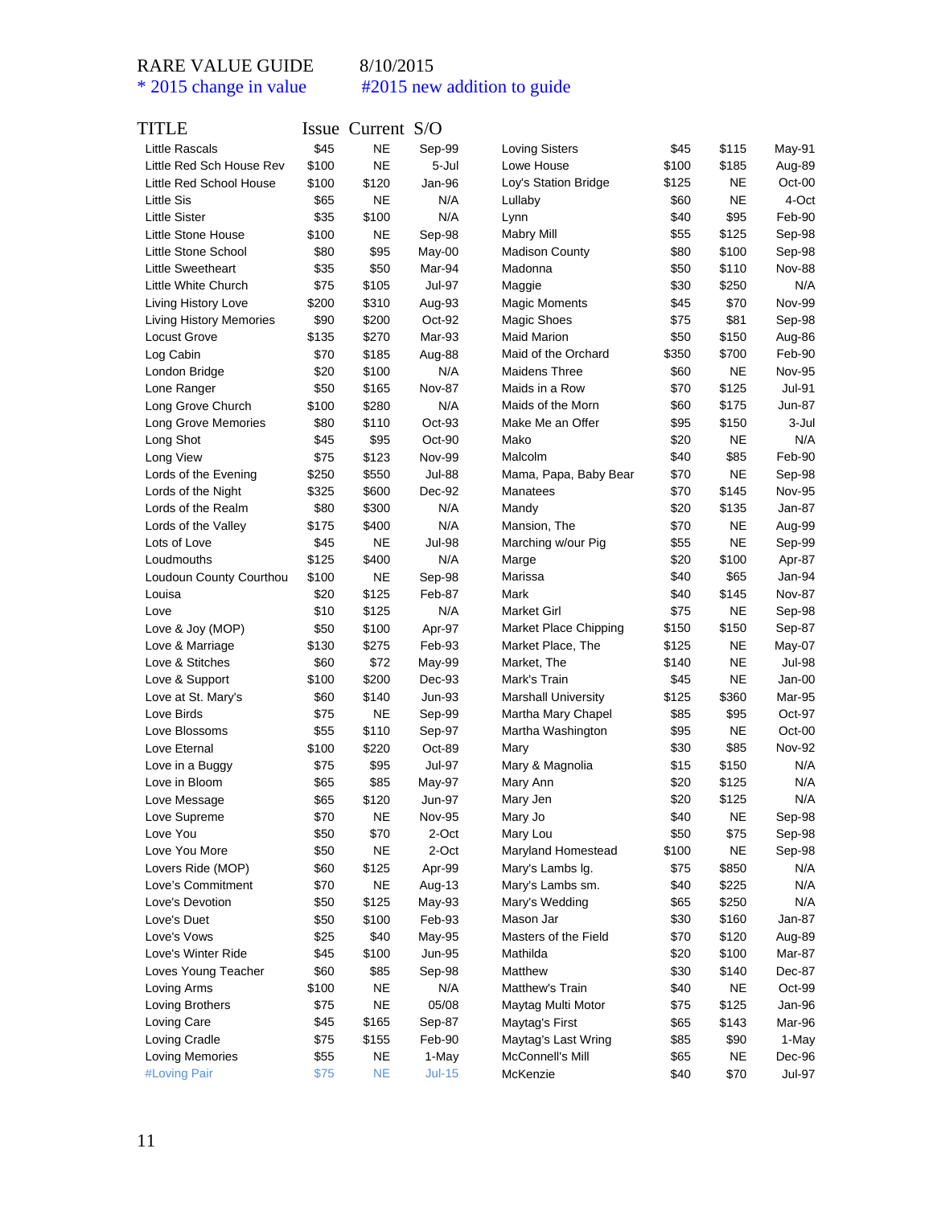RARE VALUE GUIDE 8/10/2015

\* 2015 change in value #2015 new addition to guide

| TITLE | Issue | Current | S/O |
|---|---|---|---|
| Little Rascals | $45 | NE | Sep-99 |
| Little Red Sch House Rev | $100 | NE | 5-Jul |
| Little Red School House | $100 | $120 | Jan-96 |
| Little Sis | $65 | NE | N/A |
| Little Sister | $35 | $100 | N/A |
| Little Stone House | $100 | NE | Sep-98 |
| Little Stone School | $80 | $95 | May-00 |
| Little Sweetheart | $35 | $50 | Mar-94 |
| Little White Church | $75 | $105 | Jul-97 |
| Living History Love | $200 | $310 | Aug-93 |
| Living History Memories | $90 | $200 | Oct-92 |
| Locust Grove | $135 | $270 | Mar-93 |
| Log Cabin | $70 | $185 | Aug-88 |
| London Bridge | $20 | $100 | N/A |
| Lone Ranger | $50 | $165 | Nov-87 |
| Long Grove Church | $100 | $280 | N/A |
| Long Grove Memories | $80 | $110 | Oct-93 |
| Long Shot | $45 | $95 | Oct-90 |
| Long View | $75 | $123 | Nov-99 |
| Lords of the Evening | $250 | $550 | Jul-88 |
| Lords of the Night | $325 | $600 | Dec-92 |
| Lords of the Realm | $80 | $300 | N/A |
| Lords of the Valley | $175 | $400 | N/A |
| Lots of Love | $45 | NE | Jul-98 |
| Loudmouths | $125 | $400 | N/A |
| Loudoun County Courthou | $100 | NE | Sep-98 |
| Louisa | $20 | $125 | Feb-87 |
| Love | $10 | $125 | N/A |
| Love & Joy (MOP) | $50 | $100 | Apr-97 |
| Love & Marriage | $130 | $275 | Feb-93 |
| Love & Stitches | $60 | $72 | May-99 |
| Love & Support | $100 | $200 | Dec-93 |
| Love at St. Mary's | $60 | $140 | Jun-93 |
| Love Birds | $75 | NE | Sep-99 |
| Love Blossoms | $55 | $110 | Sep-97 |
| Love Eternal | $100 | $220 | Oct-89 |
| Love in a Buggy | $75 | $95 | Jul-97 |
| Love in Bloom | $65 | $85 | May-97 |
| Love Message | $65 | $120 | Jun-97 |
| Love Supreme | $70 | NE | Nov-95 |
| Love You | $50 | $70 | 2-Oct |
| Love You More | $50 | NE | 2-Oct |
| Lovers Ride (MOP) | $60 | $125 | Apr-99 |
| Love's Commitment | $70 | NE | Aug-13 |
| Love's Devotion | $50 | $125 | May-93 |
| Love's Duet | $50 | $100 | Feb-93 |
| Love's Vows | $25 | $40 | May-95 |
| Love's Winter Ride | $45 | $100 | Jun-95 |
| Loves Young Teacher | $60 | $85 | Sep-98 |
| Loving Arms | $100 | NE | N/A |
| Loving Brothers | $75 | NE | 05/08 |
| Loving Care | $45 | $165 | Sep-87 |
| Loving Cradle | $75 | $155 | Feb-90 |
| Loving Memories | $55 | NE | 1-May |
| #Loving Pair | $75 | NE | Jul-15 |
| Loving Sisters | $45 | $115 | May-91 |
| Lowe House | $100 | $185 | Aug-89 |
| Loy's Station Bridge | $125 | NE | Oct-00 |
| Lullaby | $60 | NE | 4-Oct |
| Lynn | $40 | $95 | Feb-90 |
| Mabry Mill | $55 | $125 | Sep-98 |
| Madison County | $80 | $100 | Sep-98 |
| Madonna | $50 | $110 | Nov-88 |
| Maggie | $30 | $250 | N/A |
| Magic Moments | $45 | $70 | Nov-99 |
| Magic Shoes | $75 | $81 | Sep-98 |
| Maid Marion | $50 | $150 | Aug-86 |
| Maid of the Orchard | $350 | $700 | Feb-90 |
| Maidens Three | $60 | NE | Nov-95 |
| Maids in a Row | $70 | $125 | Jul-91 |
| Maids of the Morn | $60 | $175 | Jun-87 |
| Make Me an Offer | $95 | $150 | 3-Jul |
| Mako | $20 | NE | N/A |
| Malcolm | $40 | $85 | Feb-90 |
| Mama, Papa, Baby Bear | $70 | NE | Sep-98 |
| Manatees | $70 | $145 | Nov-95 |
| Mandy | $20 | $135 | Jan-87 |
| Mansion, The | $70 | NE | Aug-99 |
| Marching w/our Pig | $55 | NE | Sep-99 |
| Marge | $20 | $100 | Apr-87 |
| Marissa | $40 | $65 | Jan-94 |
| Mark | $40 | $145 | Nov-87 |
| Market Girl | $75 | NE | Sep-98 |
| Market Place Chipping | $150 | $150 | Sep-87 |
| Market Place, The | $125 | NE | May-07 |
| Market, The | $140 | NE | Jul-98 |
| Mark's Train | $45 | NE | Jan-00 |
| Marshall University | $125 | $360 | Mar-95 |
| Martha Mary Chapel | $85 | $95 | Oct-97 |
| Martha Washington | $95 | NE | Oct-00 |
| Mary | $30 | $85 | Nov-92 |
| Mary & Magnolia | $15 | $150 | N/A |
| Mary Ann | $20 | $125 | N/A |
| Mary Jen | $20 | $125 | N/A |
| Mary Jo | $40 | NE | Sep-98 |
| Mary Lou | $50 | $75 | Sep-98 |
| Maryland Homestead | $100 | NE | Sep-98 |
| Mary's Lambs lg. | $75 | $850 | N/A |
| Mary's Lambs sm. | $40 | $225 | N/A |
| Mary's Wedding | $65 | $250 | N/A |
| Mason Jar | $30 | $160 | Jan-87 |
| Masters of the Field | $70 | $120 | Aug-89 |
| Mathilda | $20 | $100 | Mar-87 |
| Matthew | $30 | $140 | Dec-87 |
| Matthew's Train | $40 | NE | Oct-99 |
| Maytag Multi Motor | $75 | $125 | Jan-96 |
| Maytag's First | $65 | $143 | Mar-96 |
| Maytag's Last Wring | $85 | $90 | 1-May |
| McConnell's Mill | $65 | NE | Dec-96 |
| McKenzie | $40 | $70 | Jul-97 |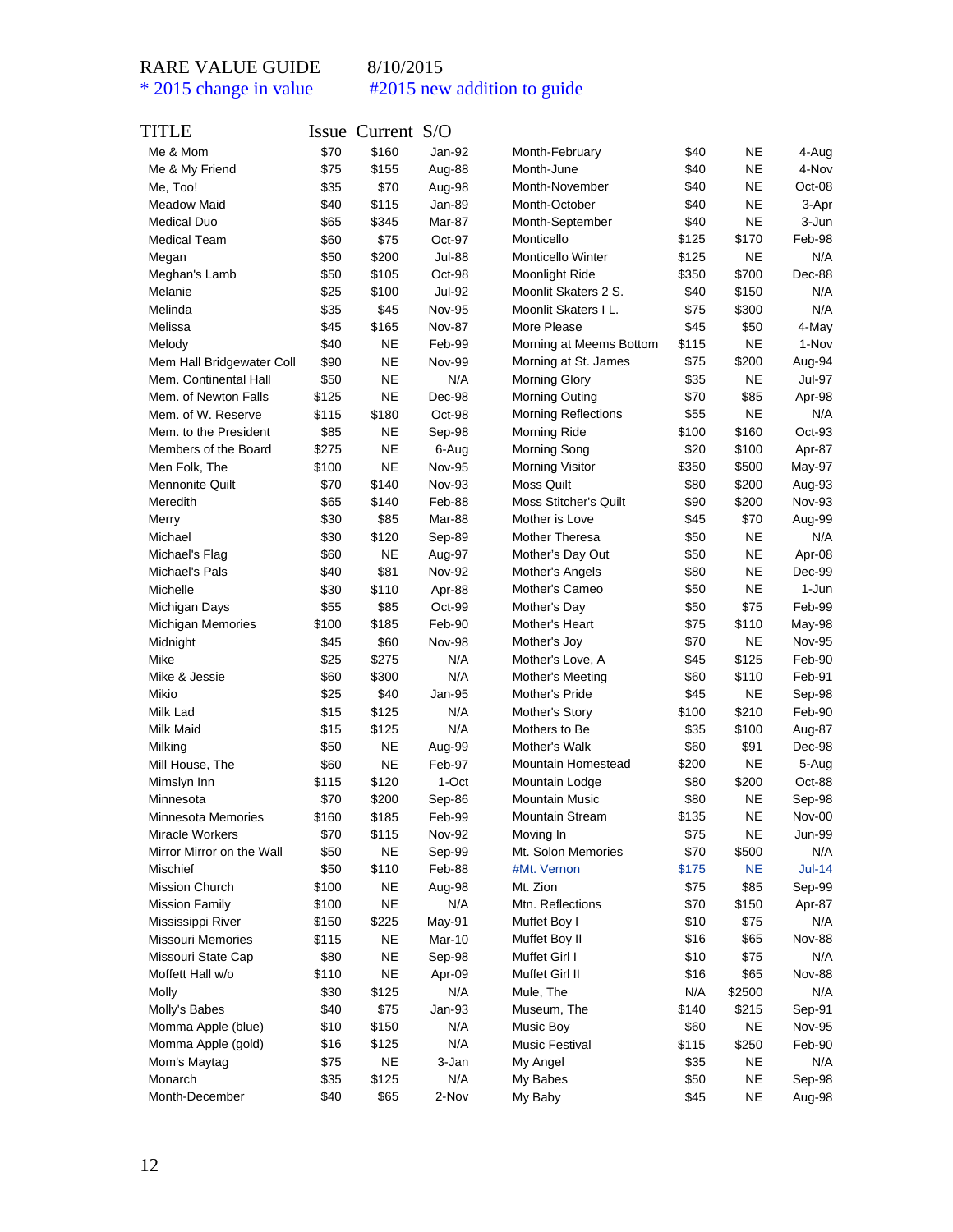RARE VALUE GUIDE 8/10/2015

* 2015 change in value #2015 new addition to guide

| TITLE | Issue | Current | S/O |
|---|---|---|---|
| Me & Mom | $70 | $160 | Jan-92 |
| Me & My Friend | $75 | $155 | Aug-88 |
| Me, Too! | $35 | $70 | Aug-98 |
| Meadow Maid | $40 | $115 | Jan-89 |
| Medical Duo | $65 | $345 | Mar-87 |
| Medical Team | $60 | $75 | Oct-97 |
| Megan | $50 | $200 | Jul-88 |
| Meghan's Lamb | $50 | $105 | Oct-98 |
| Melanie | $25 | $100 | Jul-92 |
| Melinda | $35 | $45 | Nov-95 |
| Melissa | $45 | $165 | Nov-87 |
| Melody | $40 | NE | Feb-99 |
| Mem Hall Bridgewater Coll | $90 | NE | Nov-99 |
| Mem. Continental Hall | $50 | NE | N/A |
| Mem. of Newton Falls | $125 | NE | Dec-98 |
| Mem. of W. Reserve | $115 | $180 | Oct-98 |
| Mem. to the President | $85 | NE | Sep-98 |
| Members of the Board | $275 | NE | 6-Aug |
| Men Folk, The | $100 | NE | Nov-95 |
| Mennonite Quilt | $70 | $140 | Nov-93 |
| Meredith | $65 | $140 | Feb-88 |
| Merry | $30 | $85 | Mar-88 |
| Michael | $30 | $120 | Sep-89 |
| Michael's Flag | $60 | NE | Aug-97 |
| Michael's Pals | $40 | $81 | Nov-92 |
| Michelle | $30 | $110 | Apr-88 |
| Michigan Days | $55 | $85 | Oct-99 |
| Michigan Memories | $100 | $185 | Feb-90 |
| Midnight | $45 | $60 | Nov-98 |
| Mike | $25 | $275 | N/A |
| Mike & Jessie | $60 | $300 | N/A |
| Mikio | $25 | $40 | Jan-95 |
| Milk Lad | $15 | $125 | N/A |
| Milk Maid | $15 | $125 | N/A |
| Milking | $50 | NE | Aug-99 |
| Mill House, The | $60 | NE | Feb-97 |
| Mimslyn Inn | $115 | $120 | 1-Oct |
| Minnesota | $70 | $200 | Sep-86 |
| Minnesota Memories | $160 | $185 | Feb-99 |
| Miracle Workers | $70 | $115 | Nov-92 |
| Mirror Mirror on the Wall | $50 | NE | Sep-99 |
| Mischief | $50 | $110 | Feb-88 |
| Mission Church | $100 | NE | Aug-98 |
| Mission Family | $100 | NE | N/A |
| Mississippi River | $150 | $225 | May-91 |
| Missouri Memories | $115 | NE | Mar-10 |
| Missouri State Cap | $80 | NE | Sep-98 |
| Moffett Hall w/o | $110 | NE | Apr-09 |
| Molly | $30 | $125 | N/A |
| Molly's Babes | $40 | $75 | Jan-93 |
| Momma Apple (blue) | $10 | $150 | N/A |
| Momma Apple (gold) | $16 | $125 | N/A |
| Mom's Maytag | $75 | NE | 3-Jan |
| Monarch | $35 | $125 | N/A |
| Month-December | $40 | $65 | 2-Nov |
| Month-February | $40 | NE | 4-Aug |
| Month-June | $40 | NE | 4-Nov |
| Month-November | $40 | NE | Oct-08 |
| Month-October | $40 | NE | 3-Apr |
| Month-September | $40 | NE | 3-Jun |
| Monticello | $125 | $170 | Feb-98 |
| Monticello Winter | $125 | NE | N/A |
| Moonlight Ride | $350 | $700 | Dec-88 |
| Moonlit Skaters 2 S. | $40 | $150 | N/A |
| Moonlit Skaters I L. | $75 | $300 | N/A |
| More Please | $45 | $50 | 4-May |
| Morning at Meems Bottom | $115 | NE | 1-Nov |
| Morning at St. James | $75 | $200 | Aug-94 |
| Morning Glory | $35 | NE | Jul-97 |
| Morning Outing | $70 | $85 | Apr-98 |
| Morning Reflections | $55 | NE | N/A |
| Morning Ride | $100 | $160 | Oct-93 |
| Morning Song | $20 | $100 | Apr-87 |
| Morning Visitor | $350 | $500 | May-97 |
| Moss Quilt | $80 | $200 | Aug-93 |
| Moss Stitcher's Quilt | $90 | $200 | Nov-93 |
| Mother is Love | $45 | $70 | Aug-99 |
| Mother Theresa | $50 | NE | N/A |
| Mother's Day Out | $50 | NE | Apr-08 |
| Mother's Angels | $80 | NE | Dec-99 |
| Mother's Cameo | $50 | NE | 1-Jun |
| Mother's Day | $50 | $75 | Feb-99 |
| Mother's Heart | $75 | $110 | May-98 |
| Mother's Joy | $70 | NE | Nov-95 |
| Mother's Love, A | $45 | $125 | Feb-90 |
| Mother's Meeting | $60 | $110 | Feb-91 |
| Mother's Pride | $45 | NE | Sep-98 |
| Mother's Story | $100 | $210 | Feb-90 |
| Mothers to Be | $35 | $100 | Aug-87 |
| Mother's Walk | $60 | $91 | Dec-98 |
| Mountain Homestead | $200 | NE | 5-Aug |
| Mountain Lodge | $80 | $200 | Oct-88 |
| Mountain Music | $80 | NE | Sep-98 |
| Mountain Stream | $135 | NE | Nov-00 |
| Moving In | $75 | NE | Jun-99 |
| Mt. Solon Memories | $70 | $500 | N/A |
| #Mt. Vernon | $175 | NE | Jul-14 |
| Mt. Zion | $75 | $85 | Sep-99 |
| Mtn. Reflections | $70 | $150 | Apr-87 |
| Muffet Boy I | $10 | $75 | N/A |
| Muffet Boy II | $16 | $65 | Nov-88 |
| Muffet Girl I | $10 | $75 | N/A |
| Muffet Girl II | $16 | $65 | Nov-88 |
| Mule, The | N/A | $2500 | N/A |
| Museum, The | $140 | $215 | Sep-91 |
| Music Boy | $60 | NE | Nov-95 |
| Music Festival | $115 | $250 | Feb-90 |
| My Angel | $35 | NE | N/A |
| My Babes | $50 | NE | Sep-98 |
| My Baby | $45 | NE | Aug-98 |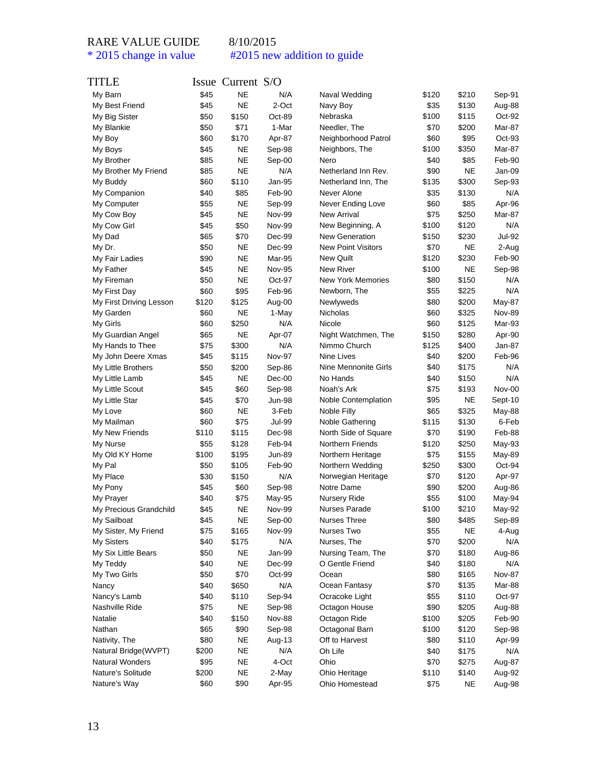RARE VALUE GUIDE 8/10/2015

* 2015 change in value #2015 new addition to guide

| TITLE | Issue | Current | S/O |
|---|---|---|---|
| My Barn | $45 | NE | N/A |
| My Best Friend | $45 | NE | 2-Oct |
| My Big Sister | $50 | $150 | Oct-89 |
| My Blankie | $50 | $71 | 1-Mar |
| My Boy | $60 | $170 | Apr-87 |
| My Boys | $45 | NE | Sep-98 |
| My Brother | $85 | NE | Sep-00 |
| My Brother My Friend | $85 | NE | N/A |
| My Buddy | $60 | $110 | Jan-95 |
| My Companion | $40 | $85 | Feb-90 |
| My Computer | $55 | NE | Sep-99 |
| My Cow Boy | $45 | NE | Nov-99 |
| My Cow Girl | $45 | $50 | Nov-99 |
| My Dad | $65 | $70 | Dec-99 |
| My Dr. | $50 | NE | Dec-99 |
| My Fair Ladies | $90 | NE | Mar-95 |
| My Father | $45 | NE | Nov-95 |
| My Fireman | $50 | NE | Oct-97 |
| My First Day | $60 | $95 | Feb-96 |
| My First Driving Lesson | $120 | $125 | Aug-00 |
| My Garden | $60 | NE | 1-May |
| My Girls | $60 | $250 | N/A |
| My Guardian Angel | $65 | NE | Apr-07 |
| My Hands to Thee | $75 | $300 | N/A |
| My John Deere Xmas | $45 | $115 | Nov-97 |
| My Little Brothers | $50 | $200 | Sep-86 |
| My Little Lamb | $45 | NE | Dec-00 |
| My Little Scout | $45 | $60 | Sep-98 |
| My Little Star | $45 | $70 | Jun-98 |
| My Love | $60 | NE | 3-Feb |
| My Mailman | $60 | $75 | Jul-99 |
| My New Friends | $110 | $115 | Dec-98 |
| My Nurse | $55 | $128 | Feb-94 |
| My Old KY Home | $100 | $195 | Jun-89 |
| My Pal | $50 | $105 | Feb-90 |
| My Place | $30 | $150 | N/A |
| My Pony | $45 | $60 | Sep-98 |
| My Prayer | $40 | $75 | May-95 |
| My Precious Grandchild | $45 | NE | Nov-99 |
| My Sailboat | $45 | NE | Sep-00 |
| My Sister, My Friend | $75 | $165 | Nov-99 |
| My Sisters | $40 | $175 | N/A |
| My Six Little Bears | $50 | NE | Jan-99 |
| My Teddy | $40 | NE | Dec-99 |
| My Two Girls | $50 | $70 | Oct-99 |
| Nancy | $40 | $650 | N/A |
| Nancy's Lamb | $40 | $110 | Sep-94 |
| Nashville Ride | $75 | NE | Sep-98 |
| Natalie | $40 | $150 | Nov-88 |
| Nathan | $65 | $90 | Sep-98 |
| Nativity, The | $80 | NE | Aug-13 |
| Natural Bridge(WVPT) | $200 | NE | N/A |
| Natural Wonders | $95 | NE | 4-Oct |
| Nature's Solitude | $200 | NE | 2-May |
| Nature's Way | $60 | $90 | Apr-95 |
| Naval Wedding | $120 | $210 | Sep-91 |
| Navy Boy | $35 | $130 | Aug-88 |
| Nebraska | $100 | $115 | Oct-92 |
| Needler, The | $70 | $200 | Mar-87 |
| Neighborhood Patrol | $60 | $95 | Oct-93 |
| Neighbors, The | $100 | $350 | Mar-87 |
| Nero | $40 | $85 | Feb-90 |
| Netherland Inn Rev. | $90 | NE | Jan-09 |
| Netherland Inn, The | $135 | $300 | Sep-93 |
| Never Alone | $35 | $130 | N/A |
| Never Ending Love | $60 | $85 | Apr-96 |
| New Arrival | $75 | $250 | Mar-87 |
| New Beginning, A | $100 | $120 | N/A |
| New Generation | $150 | $230 | Jul-92 |
| New Point Visitors | $70 | NE | 2-Aug |
| New Quilt | $120 | $230 | Feb-90 |
| New River | $100 | NE | Sep-98 |
| New York Memories | $80 | $150 | N/A |
| Newborn, The | $55 | $225 | N/A |
| Newlyweds | $80 | $200 | May-87 |
| Nicholas | $60 | $325 | Nov-89 |
| Nicole | $60 | $125 | Mar-93 |
| Night Watchmen, The | $150 | $280 | Apr-90 |
| Nimmo Church | $125 | $400 | Jan-87 |
| Nine Lives | $40 | $200 | Feb-96 |
| Nine Mennonite Girls | $40 | $175 | N/A |
| No Hands | $40 | $150 | N/A |
| Noah's Ark | $75 | $193 | Nov-00 |
| Noble Contemplation | $95 | NE | Sept-10 |
| Noble Filly | $65 | $325 | May-88 |
| Noble Gathering | $115 | $130 | 6-Feb |
| North Side of Square | $70 | $190 | Feb-88 |
| Northern Friends | $120 | $250 | May-93 |
| Northern Heritage | $75 | $155 | May-89 |
| Northern Wedding | $250 | $300 | Oct-94 |
| Norwegian Heritage | $70 | $120 | Apr-97 |
| Notre Dame | $90 | $200 | Aug-86 |
| Nursery Ride | $55 | $100 | May-94 |
| Nurses Parade | $100 | $210 | May-92 |
| Nurses Three | $80 | $485 | Sep-89 |
| Nurses Two | $55 | NE | 4-Aug |
| Nurses, The | $70 | $200 | N/A |
| Nursing Team, The | $70 | $180 | Aug-86 |
| O Gentle Friend | $40 | $180 | N/A |
| Ocean | $80 | $165 | Nov-87 |
| Ocean Fantasy | $70 | $135 | Mar-88 |
| Ocracoke Light | $55 | $110 | Oct-97 |
| Octagon House | $90 | $205 | Aug-88 |
| Octagon Ride | $100 | $205 | Feb-90 |
| Octagonal Barn | $100 | $120 | Sep-98 |
| Off to Harvest | $80 | $110 | Apr-99 |
| Oh Life | $40 | $175 | N/A |
| Ohio | $70 | $275 | Aug-87 |
| Ohio Heritage | $110 | $140 | Aug-92 |
| Ohio Homestead | $75 | NE | Aug-98 |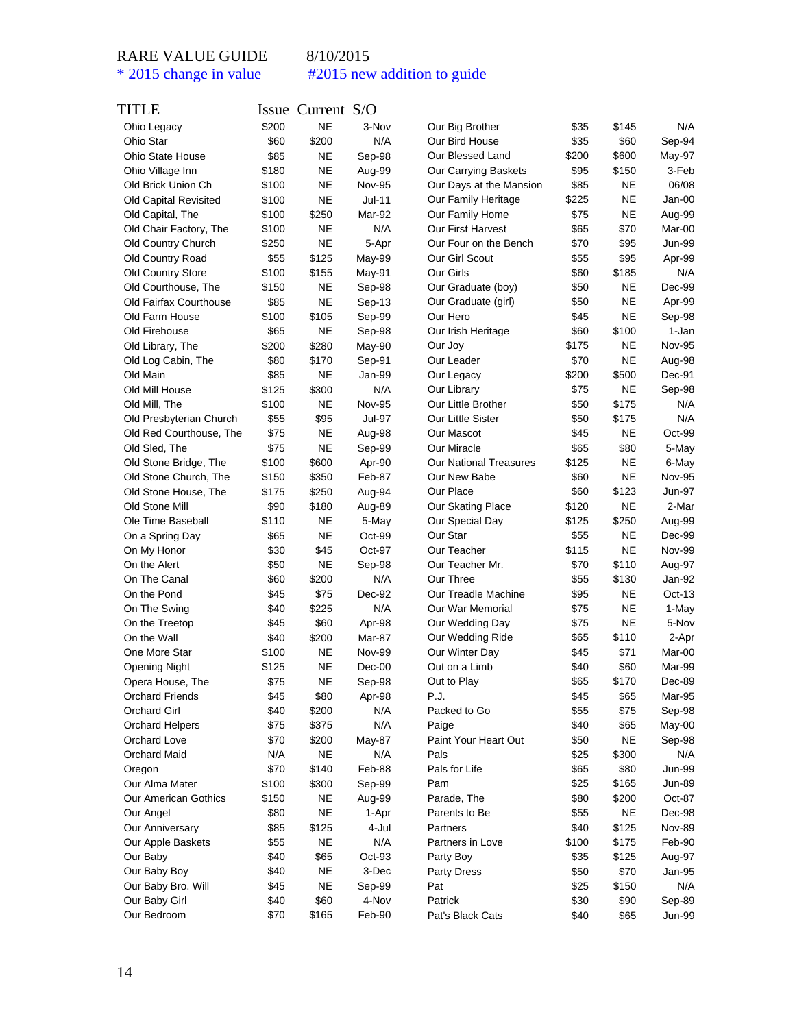RARE VALUE GUIDE 8/10/2015

* 2015 change in value #2015 new addition to guide

| TITLE | Issue | Current | S/O |
|---|---|---|---|
| Ohio Legacy | $200 | NE | 3-Nov |
| Ohio Star | $60 | $200 | N/A |
| Ohio State House | $85 | NE | Sep-98 |
| Ohio Village Inn | $180 | NE | Aug-99 |
| Old Brick Union Ch | $100 | NE | Nov-95 |
| Old Capital Revisited | $100 | NE | Jul-11 |
| Old Capital, The | $100 | $250 | Mar-92 |
| Old Chair Factory, The | $100 | NE | N/A |
| Old Country Church | $250 | NE | 5-Apr |
| Old Country Road | $55 | $125 | May-99 |
| Old Country Store | $100 | $155 | May-91 |
| Old Courthouse, The | $150 | NE | Sep-98 |
| Old Fairfax Courthouse | $85 | NE | Sep-13 |
| Old Farm House | $100 | $105 | Sep-99 |
| Old Firehouse | $65 | NE | Sep-98 |
| Old Library, The | $200 | $280 | May-90 |
| Old Log Cabin, The | $80 | $170 | Sep-91 |
| Old Main | $85 | NE | Jan-99 |
| Old Mill House | $125 | $300 | N/A |
| Old Mill, The | $100 | NE | Nov-95 |
| Old Presbyterian Church | $55 | $95 | Jul-97 |
| Old Red Courthouse, The | $75 | NE | Aug-98 |
| Old Sled, The | $75 | NE | Sep-99 |
| Old Stone Bridge, The | $100 | $600 | Apr-90 |
| Old Stone Church, The | $150 | $350 | Feb-87 |
| Old Stone House, The | $175 | $250 | Aug-94 |
| Old Stone Mill | $90 | $180 | Aug-89 |
| Ole Time Baseball | $110 | NE | 5-May |
| On a Spring Day | $65 | NE | Oct-99 |
| On My Honor | $30 | $45 | Oct-97 |
| On the Alert | $50 | NE | Sep-98 |
| On The Canal | $60 | $200 | N/A |
| On the Pond | $45 | $75 | Dec-92 |
| On The Swing | $40 | $225 | N/A |
| On the Treetop | $45 | $60 | Apr-98 |
| On the Wall | $40 | $200 | Mar-87 |
| One More Star | $100 | NE | Nov-99 |
| Opening Night | $125 | NE | Dec-00 |
| Opera House, The | $75 | NE | Sep-98 |
| Orchard Friends | $45 | $80 | Apr-98 |
| Orchard Girl | $40 | $200 | N/A |
| Orchard Helpers | $75 | $375 | N/A |
| Orchard Love | $70 | $200 | May-87 |
| Orchard Maid | N/A | NE | N/A |
| Oregon | $70 | $140 | Feb-88 |
| Our Alma Mater | $100 | $300 | Sep-99 |
| Our American Gothics | $150 | NE | Aug-99 |
| Our Angel | $80 | NE | 1-Apr |
| Our Anniversary | $85 | $125 | 4-Jul |
| Our Apple Baskets | $55 | NE | N/A |
| Our Baby | $40 | $65 | Oct-93 |
| Our Baby Boy | $40 | NE | 3-Dec |
| Our Baby Bro. Will | $45 | NE | Sep-99 |
| Our Baby Girl | $40 | $60 | 4-Nov |
| Our Bedroom | $70 | $165 | Feb-90 |
| Our Big Brother | $35 | $145 | N/A |
| Our Bird House | $35 | $60 | Sep-94 |
| Our Blessed Land | $200 | $600 | May-97 |
| Our Carrying Baskets | $95 | $150 | 3-Feb |
| Our Days at the Mansion | $85 | NE | 06/08 |
| Our Family Heritage | $225 | NE | Jan-00 |
| Our Family Home | $75 | NE | Aug-99 |
| Our First Harvest | $65 | $70 | Mar-00 |
| Our Four on the Bench | $70 | $95 | Jun-99 |
| Our Girl Scout | $55 | $95 | Apr-99 |
| Our Girls | $60 | $185 | N/A |
| Our Graduate (boy) | $50 | NE | Dec-99 |
| Our Graduate (girl) | $50 | NE | Apr-99 |
| Our Hero | $45 | NE | Sep-98 |
| Our Irish Heritage | $60 | $100 | 1-Jan |
| Our Joy | $175 | NE | Nov-95 |
| Our Leader | $70 | NE | Aug-98 |
| Our Legacy | $200 | $500 | Dec-91 |
| Our Library | $75 | NE | Sep-98 |
| Our Little Brother | $50 | $175 | N/A |
| Our Little Sister | $50 | $175 | N/A |
| Our Mascot | $45 | NE | Oct-99 |
| Our Miracle | $65 | $80 | 5-May |
| Our National Treasures | $125 | NE | 6-May |
| Our New Babe | $60 | NE | Nov-95 |
| Our Place | $60 | $123 | Jun-97 |
| Our Skating Place | $120 | NE | 2-Mar |
| Our Special Day | $125 | $250 | Aug-99 |
| Our Star | $55 | NE | Dec-99 |
| Our Teacher | $115 | NE | Nov-99 |
| Our Teacher Mr. | $70 | $110 | Aug-97 |
| Our Three | $55 | $130 | Jan-92 |
| Our Treadle Machine | $95 | NE | Oct-13 |
| Our War Memorial | $75 | NE | 1-May |
| Our Wedding Day | $75 | NE | 5-Nov |
| Our Wedding Ride | $65 | $110 | 2-Apr |
| Our Winter Day | $45 | $71 | Mar-00 |
| Out on a Limb | $40 | $60 | Mar-99 |
| Out to Play | $65 | $170 | Dec-89 |
| P.J. | $45 | $65 | Mar-95 |
| Packed to Go | $55 | $75 | Sep-98 |
| Paige | $40 | $65 | May-00 |
| Paint Your Heart Out | $50 | NE | Sep-98 |
| Pals | $25 | $300 | N/A |
| Pals for Life | $65 | $80 | Jun-99 |
| Pam | $25 | $165 | Jun-89 |
| Parade, The | $80 | $200 | Oct-87 |
| Parents to Be | $55 | NE | Dec-98 |
| Partners | $40 | $125 | Nov-89 |
| Partners in Love | $100 | $175 | Feb-90 |
| Party Boy | $35 | $125 | Aug-97 |
| Party Dress | $50 | $70 | Jan-95 |
| Pat | $25 | $150 | N/A |
| Patrick | $30 | $90 | Sep-89 |
| Pat's Black Cats | $40 | $65 | Jun-99 |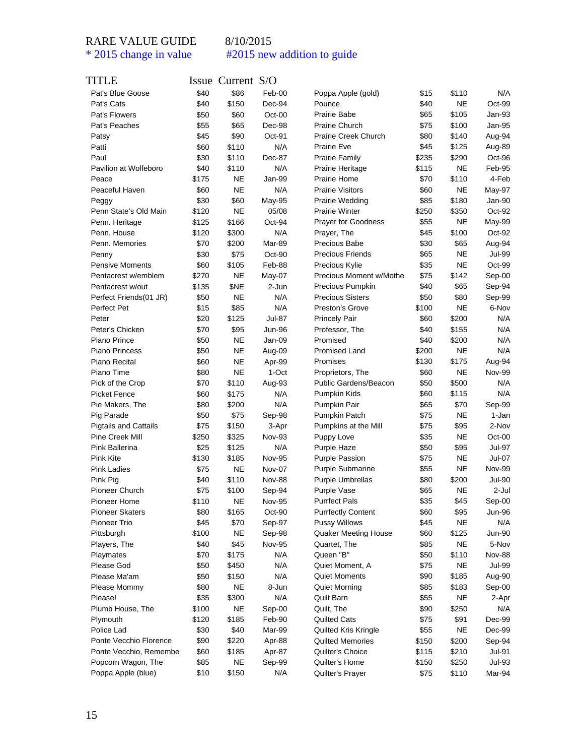RARE VALUE GUIDE 8/10/2015

\* 2015 change in value #2015 new addition to guide

| TITLE | Issue | Current | S/O |
|---|---|---|---|
| Pat's Blue Goose | $40 | $86 | Feb-00 |
| Pat's Cats | $40 | $150 | Dec-94 |
| Pat's Flowers | $50 | $60 | Oct-00 |
| Pat's Peaches | $55 | $65 | Dec-98 |
| Patsy | $45 | $90 | Oct-91 |
| Patti | $60 | $110 | N/A |
| Paul | $30 | $110 | Dec-87 |
| Pavilion at Wolfeboro | $40 | $110 | N/A |
| Peace | $175 | NE | Jan-99 |
| Peaceful Haven | $60 | NE | N/A |
| Peggy | $30 | $60 | May-95 |
| Penn State's Old Main | $120 | NE | 05/08 |
| Penn. Heritage | $125 | $166 | Oct-94 |
| Penn. House | $120 | $300 | N/A |
| Penn. Memories | $70 | $200 | Mar-89 |
| Penny | $30 | $75 | Oct-90 |
| Pensive Moments | $60 | $105 | Feb-88 |
| Pentacrest w/emblem | $270 | NE | May-07 |
| Pentacrest w/out | $135 | $NE | 2-Jun |
| Perfect Friends(01 JR) | $50 | NE | N/A |
| Perfect Pet | $15 | $85 | N/A |
| Peter | $20 | $125 | Jul-87 |
| Peter's Chicken | $70 | $95 | Jun-96 |
| Piano Prince | $50 | NE | Jan-09 |
| Piano Princess | $50 | NE | Aug-09 |
| Piano Recital | $60 | NE | Apr-99 |
| Piano Time | $80 | NE | 1-Oct |
| Pick of the Crop | $70 | $110 | Aug-93 |
| Picket Fence | $60 | $175 | N/A |
| Pie Makers, The | $80 | $200 | N/A |
| Pig Parade | $50 | $75 | Sep-98 |
| Pigtails and Cattails | $75 | $150 | 3-Apr |
| Pine Creek Mill | $250 | $325 | Nov-93 |
| Pink Ballerina | $25 | $125 | N/A |
| Pink Kite | $130 | $185 | Nov-95 |
| Pink Ladies | $75 | NE | Nov-07 |
| Pink Pig | $40 | $110 | Nov-88 |
| Pioneer Church | $75 | $100 | Sep-94 |
| Pioneer Home | $110 | NE | Nov-95 |
| Pioneer Skaters | $80 | $165 | Oct-90 |
| Pioneer Trio | $45 | $70 | Sep-97 |
| Pittsburgh | $100 | NE | Sep-98 |
| Players, The | $40 | $45 | Nov-95 |
| Playmates | $70 | $175 | N/A |
| Please God | $50 | $450 | N/A |
| Please Ma'am | $50 | $150 | N/A |
| Please Mommy | $80 | NE | 8-Jun |
| Please! | $35 | $300 | N/A |
| Plumb House, The | $100 | NE | Sep-00 |
| Plymouth | $120 | $185 | Feb-90 |
| Police Lad | $30 | $40 | Mar-99 |
| Ponte Vecchio Florence | $90 | $220 | Apr-88 |
| Ponte Vecchio, Remembe | $60 | $185 | Apr-87 |
| Popcorn Wagon, The | $85 | NE | Sep-99 |
| Poppa Apple (blue) | $10 | $150 | N/A |
| Poppa Apple (gold) | $15 | $110 | N/A |
| Pounce | $40 | NE | Oct-99 |
| Prairie Babe | $65 | $105 | Jan-93 |
| Prairie Church | $75 | $100 | Jan-95 |
| Prairie Creek Church | $80 | $140 | Aug-94 |
| Prairie Eve | $45 | $125 | Aug-89 |
| Prairie Family | $235 | $290 | Oct-96 |
| Prairie Heritage | $115 | NE | Feb-95 |
| Prairie Home | $70 | $110 | 4-Feb |
| Prairie Visitors | $60 | NE | May-97 |
| Prairie Wedding | $85 | $180 | Jan-90 |
| Prairie Winter | $250 | $350 | Oct-92 |
| Prayer for Goodness | $55 | NE | May-99 |
| Prayer, The | $45 | $100 | Oct-92 |
| Precious Babe | $30 | $65 | Aug-94 |
| Precious Friends | $65 | NE | Jul-99 |
| Precious Kylie | $35 | NE | Oct-99 |
| Precious Moment w/Mothe | $75 | $142 | Sep-00 |
| Precious Pumpkin | $40 | $65 | Sep-94 |
| Precious Sisters | $50 | $80 | Sep-99 |
| Preston's Grove | $100 | NE | 6-Nov |
| Princely Pair | $60 | $200 | N/A |
| Professor, The | $40 | $155 | N/A |
| Promised | $40 | $200 | N/A |
| Promised Land | $200 | NE | N/A |
| Promises | $130 | $175 | Aug-94 |
| Proprietors, The | $60 | NE | Nov-99 |
| Public Gardens/Beacon | $50 | $500 | N/A |
| Pumpkin Kids | $60 | $115 | N/A |
| Pumpkin Pair | $65 | $70 | Sep-99 |
| Pumpkin Patch | $75 | NE | 1-Jan |
| Pumpkins at the Mill | $75 | $95 | 2-Nov |
| Puppy Love | $35 | NE | Oct-00 |
| Purple Haze | $50 | $95 | Jul-97 |
| Purple Passion | $75 | NE | Jul-07 |
| Purple Submarine | $55 | NE | Nov-99 |
| Purple Umbrellas | $80 | $200 | Jul-90 |
| Purple Vase | $65 | NE | 2-Jul |
| Purrfect Pals | $35 | $45 | Sep-00 |
| Purrfectly Content | $60 | $95 | Jun-96 |
| Pussy Willows | $45 | NE | N/A |
| Quaker Meeting House | $60 | $125 | Jun-90 |
| Quartet, The | $85 | NE | 5-Nov |
| Queen "B" | $50 | $110 | Nov-88 |
| Quiet Moment, A | $75 | NE | Jul-99 |
| Quiet Moments | $90 | $185 | Aug-90 |
| Quiet Morning | $85 | $183 | Sep-00 |
| Quilt Barn | $55 | NE | 2-Apr |
| Quilt, The | $90 | $250 | N/A |
| Quilted Cats | $75 | $91 | Dec-99 |
| Quilted Kris Kringle | $55 | NE | Dec-99 |
| Quilted Memories | $150 | $200 | Sep-94 |
| Quilter's Choice | $115 | $210 | Jul-91 |
| Quilter's Home | $150 | $250 | Jul-93 |
| Quilter's Prayer | $75 | $110 | Mar-94 |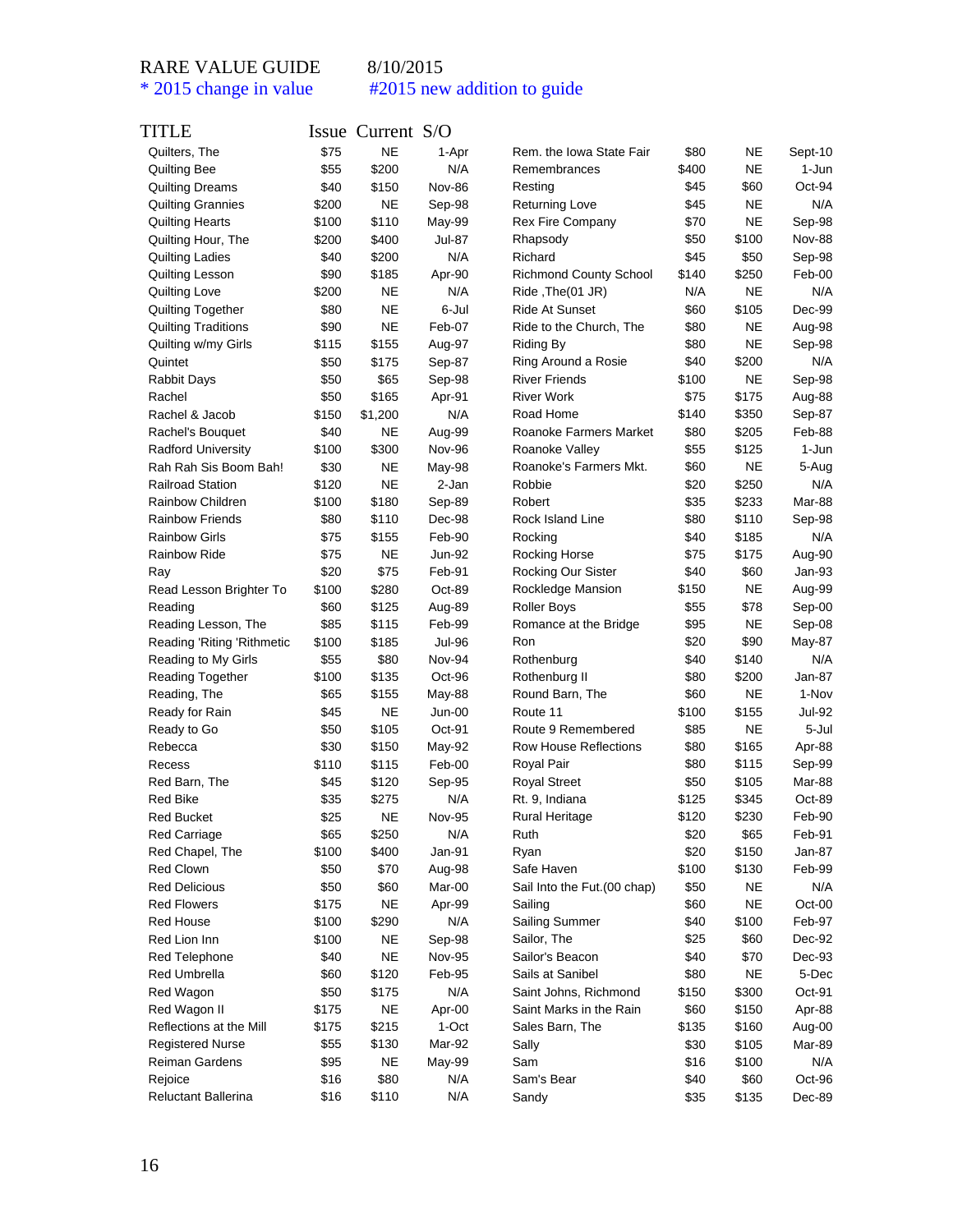RARE VALUE GUIDE 8/10/2015

\* 2015 change in value #2015 new addition to guide

| TITLE | Issue | Current | S/O |
|---|---|---|---|
| Quilters, The | $75 | NE | 1-Apr |
| Quilting Bee | $55 | $200 | N/A |
| Quilting Dreams | $40 | $150 | Nov-86 |
| Quilting Grannies | $200 | NE | Sep-98 |
| Quilting Hearts | $100 | $110 | May-99 |
| Quilting Hour, The | $200 | $400 | Jul-87 |
| Quilting Ladies | $40 | $200 | N/A |
| Quilting Lesson | $90 | $185 | Apr-90 |
| Quilting Love | $200 | NE | N/A |
| Quilting Together | $80 | NE | 6-Jul |
| Quilting Traditions | $90 | NE | Feb-07 |
| Quilting w/my Girls | $115 | $155 | Aug-97 |
| Quintet | $50 | $175 | Sep-87 |
| Rabbit Days | $50 | $65 | Sep-98 |
| Rachel | $50 | $165 | Apr-91 |
| Rachel & Jacob | $150 | $1,200 | N/A |
| Rachel's Bouquet | $40 | NE | Aug-99 |
| Radford University | $100 | $300 | Nov-96 |
| Rah Rah Sis Boom Bah! | $30 | NE | May-98 |
| Railroad Station | $120 | NE | 2-Jan |
| Rainbow Children | $100 | $180 | Sep-89 |
| Rainbow Friends | $80 | $110 | Dec-98 |
| Rainbow Girls | $75 | $155 | Feb-90 |
| Rainbow Ride | $75 | NE | Jun-92 |
| Ray | $20 | $75 | Feb-91 |
| Read Lesson Brighter To | $100 | $280 | Oct-89 |
| Reading | $60 | $125 | Aug-89 |
| Reading Lesson, The | $85 | $115 | Feb-99 |
| Reading 'Riting 'Rithmetic | $100 | $185 | Jul-96 |
| Reading to My Girls | $55 | $80 | Nov-94 |
| Reading Together | $100 | $135 | Oct-96 |
| Reading, The | $65 | $155 | May-88 |
| Ready for Rain | $45 | NE | Jun-00 |
| Ready to Go | $50 | $105 | Oct-91 |
| Rebecca | $30 | $150 | May-92 |
| Recess | $110 | $115 | Feb-00 |
| Red Barn, The | $45 | $120 | Sep-95 |
| Red Bike | $35 | $275 | N/A |
| Red Bucket | $25 | NE | Nov-95 |
| Red Carriage | $65 | $250 | N/A |
| Red Chapel, The | $100 | $400 | Jan-91 |
| Red Clown | $50 | $70 | Aug-98 |
| Red Delicious | $50 | $60 | Mar-00 |
| Red Flowers | $175 | NE | Apr-99 |
| Red House | $100 | $290 | N/A |
| Red Lion Inn | $100 | NE | Sep-98 |
| Red Telephone | $40 | NE | Nov-95 |
| Red Umbrella | $60 | $120 | Feb-95 |
| Red Wagon | $50 | $175 | N/A |
| Red Wagon II | $175 | NE | Apr-00 |
| Reflections at the Mill | $175 | $215 | 1-Oct |
| Registered Nurse | $55 | $130 | Mar-92 |
| Reiman Gardens | $95 | NE | May-99 |
| Rejoice | $16 | $80 | N/A |
| Reluctant Ballerina | $16 | $110 | N/A |
| Rem. the Iowa State Fair | $80 | NE | Sept-10 |
| Remembrances | $400 | NE | 1-Jun |
| Resting | $45 | $60 | Oct-94 |
| Returning Love | $45 | NE | N/A |
| Rex Fire Company | $70 | NE | Sep-98 |
| Rhapsody | $50 | $100 | Nov-88 |
| Richard | $45 | $50 | Sep-98 |
| Richmond County School | $140 | $250 | Feb-00 |
| Ride ,The(01 JR) | N/A | NE | N/A |
| Ride At Sunset | $60 | $105 | Dec-99 |
| Ride to the Church, The | $80 | NE | Aug-98 |
| Riding By | $80 | NE | Sep-98 |
| Ring Around a Rosie | $40 | $200 | N/A |
| River Friends | $100 | NE | Sep-98 |
| River Work | $75 | $175 | Aug-88 |
| Road Home | $140 | $350 | Sep-87 |
| Roanoke Farmers Market | $80 | $205 | Feb-88 |
| Roanoke Valley | $55 | $125 | 1-Jun |
| Roanoke's Farmers Mkt. | $60 | NE | 5-Aug |
| Robbie | $20 | $250 | N/A |
| Robert | $35 | $233 | Mar-88 |
| Rock Island Line | $80 | $110 | Sep-98 |
| Rocking | $40 | $185 | N/A |
| Rocking Horse | $75 | $175 | Aug-90 |
| Rocking Our Sister | $40 | $60 | Jan-93 |
| Rockledge Mansion | $150 | NE | Aug-99 |
| Roller Boys | $55 | $78 | Sep-00 |
| Romance at the Bridge | $95 | NE | Sep-08 |
| Ron | $20 | $90 | May-87 |
| Rothenburg | $40 | $140 | N/A |
| Rothenburg II | $80 | $200 | Jan-87 |
| Round Barn, The | $60 | NE | 1-Nov |
| Route 11 | $100 | $155 | Jul-92 |
| Route 9 Remembered | $85 | NE | 5-Jul |
| Row House Reflections | $80 | $165 | Apr-88 |
| Royal Pair | $80 | $115 | Sep-99 |
| Royal Street | $50 | $105 | Mar-88 |
| Rt. 9, Indiana | $125 | $345 | Oct-89 |
| Rural Heritage | $120 | $230 | Feb-90 |
| Ruth | $20 | $65 | Feb-91 |
| Ryan | $20 | $150 | Jan-87 |
| Safe Haven | $100 | $130 | Feb-99 |
| Sail Into the Fut.(00 chap) | $50 | NE | N/A |
| Sailing | $60 | NE | Oct-00 |
| Sailing Summer | $40 | $100 | Feb-97 |
| Sailor, The | $25 | $60 | Dec-92 |
| Sailor's Beacon | $40 | $70 | Dec-93 |
| Sails at Sanibel | $80 | NE | 5-Dec |
| Saint Johns, Richmond | $150 | $300 | Oct-91 |
| Saint Marks in the Rain | $60 | $150 | Apr-88 |
| Sales Barn, The | $135 | $160 | Aug-00 |
| Sally | $30 | $105 | Mar-89 |
| Sam | $16 | $100 | N/A |
| Sam's Bear | $40 | $60 | Oct-96 |
| Sandy | $35 | $135 | Dec-89 |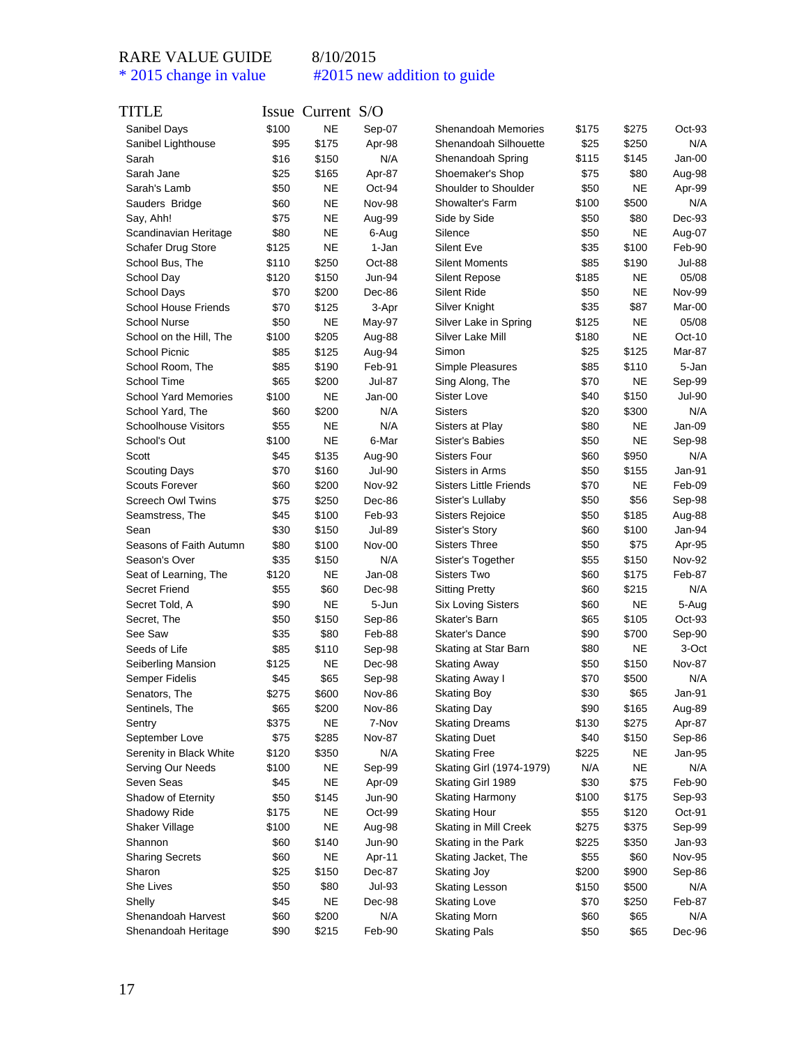RARE VALUE GUIDE 8/10/2015

* 2015 change in value #2015 new addition to guide

| TITLE | Issue | Current | S/O |
|---|---|---|---|
| Sanibel Days | $100 | NE | Sep-07 |
| Sanibel Lighthouse | $95 | $175 | Apr-98 |
| Sarah | $16 | $150 | N/A |
| Sarah Jane | $25 | $165 | Apr-87 |
| Sarah's Lamb | $50 | NE | Oct-94 |
| Sauders Bridge | $60 | NE | Nov-98 |
| Say, Ahh! | $75 | NE | Aug-99 |
| Scandinavian Heritage | $80 | NE | 6-Aug |
| Schafer Drug Store | $125 | NE | 1-Jan |
| School Bus, The | $110 | $250 | Oct-88 |
| School Day | $120 | $150 | Jun-94 |
| School Days | $70 | $200 | Dec-86 |
| School House Friends | $70 | $125 | 3-Apr |
| School Nurse | $50 | NE | May-97 |
| School on the Hill, The | $100 | $205 | Aug-88 |
| School Picnic | $85 | $125 | Aug-94 |
| School Room, The | $85 | $190 | Feb-91 |
| School Time | $65 | $200 | Jul-87 |
| School Yard Memories | $100 | NE | Jan-00 |
| School Yard, The | $60 | $200 | N/A |
| Schoolhouse Visitors | $55 | NE | N/A |
| School's Out | $100 | NE | 6-Mar |
| Scott | $45 | $135 | Aug-90 |
| Scouting Days | $70 | $160 | Jul-90 |
| Scouts Forever | $60 | $200 | Nov-92 |
| Screech Owl Twins | $75 | $250 | Dec-86 |
| Seamstress, The | $45 | $100 | Feb-93 |
| Sean | $30 | $150 | Jul-89 |
| Seasons of Faith Autumn | $80 | $100 | Nov-00 |
| Season's Over | $35 | $150 | N/A |
| Seat of Learning, The | $120 | NE | Jan-08 |
| Secret Friend | $55 | $60 | Dec-98 |
| Secret Told, A | $90 | NE | 5-Jun |
| Secret, The | $50 | $150 | Sep-86 |
| See Saw | $35 | $80 | Feb-88 |
| Seeds of Life | $85 | $110 | Sep-98 |
| Seiberling Mansion | $125 | NE | Dec-98 |
| Semper Fidelis | $45 | $65 | Sep-98 |
| Senators, The | $275 | $600 | Nov-86 |
| Sentinels, The | $65 | $200 | Nov-86 |
| Sentry | $375 | NE | 7-Nov |
| September Love | $75 | $285 | Nov-87 |
| Serenity in Black White | $120 | $350 | N/A |
| Serving Our Needs | $100 | NE | Sep-99 |
| Seven Seas | $45 | NE | Apr-09 |
| Shadow of Eternity | $50 | $145 | Jun-90 |
| Shadowy Ride | $175 | NE | Oct-99 |
| Shaker Village | $100 | NE | Aug-98 |
| Shannon | $60 | $140 | Jun-90 |
| Sharing Secrets | $60 | NE | Apr-11 |
| Sharon | $25 | $150 | Dec-87 |
| She Lives | $50 | $80 | Jul-93 |
| Shelly | $45 | NE | Dec-98 |
| Shenandoah Harvest | $60 | $200 | N/A |
| Shenandoah Heritage | $90 | $215 | Feb-90 |
| Shenandoah Memories | $175 | $275 | Oct-93 |
| Shenandoah Silhouette | $25 | $250 | N/A |
| Shenandoah Spring | $115 | $145 | Jan-00 |
| Shoemaker's Shop | $75 | $80 | Aug-98 |
| Shoulder to Shoulder | $50 | NE | Apr-99 |
| Showalter's Farm | $100 | $500 | N/A |
| Side by Side | $50 | $80 | Dec-93 |
| Silence | $50 | NE | Aug-07 |
| Silent Eve | $35 | $100 | Feb-90 |
| Silent Moments | $85 | $190 | Jul-88 |
| Silent Repose | $185 | NE | 05/08 |
| Silent Ride | $50 | NE | Nov-99 |
| Silver Knight | $35 | $87 | Mar-00 |
| Silver Lake in Spring | $125 | NE | 05/08 |
| Silver Lake Mill | $180 | NE | Oct-10 |
| Simon | $25 | $125 | Mar-87 |
| Simple Pleasures | $85 | $110 | 5-Jan |
| Sing Along, The | $70 | NE | Sep-99 |
| Sister Love | $40 | $150 | Jul-90 |
| Sisters | $20 | $300 | N/A |
| Sisters at Play | $80 | NE | Jan-09 |
| Sister's Babies | $50 | NE | Sep-98 |
| Sisters Four | $60 | $950 | N/A |
| Sisters in Arms | $50 | $155 | Jan-91 |
| Sisters Little Friends | $70 | NE | Feb-09 |
| Sister's Lullaby | $50 | $56 | Sep-98 |
| Sisters Rejoice | $50 | $185 | Aug-88 |
| Sister's Story | $60 | $100 | Jan-94 |
| Sisters Three | $50 | $75 | Apr-95 |
| Sister's Together | $55 | $150 | Nov-92 |
| Sisters Two | $60 | $175 | Feb-87 |
| Sitting Pretty | $60 | $215 | N/A |
| Six Loving Sisters | $60 | NE | 5-Aug |
| Skater's Barn | $65 | $105 | Oct-93 |
| Skater's Dance | $90 | $700 | Sep-90 |
| Skating at Star Barn | $80 | NE | 3-Oct |
| Skating Away | $50 | $150 | Nov-87 |
| Skating Away I | $70 | $500 | N/A |
| Skating Boy | $30 | $65 | Jan-91 |
| Skating Day | $90 | $165 | Aug-89 |
| Skating Dreams | $130 | $275 | Apr-87 |
| Skating Duet | $40 | $150 | Sep-86 |
| Skating Free | $225 | NE | Jan-95 |
| Skating Girl (1974-1979) | N/A | NE | N/A |
| Skating Girl 1989 | $30 | $75 | Feb-90 |
| Skating Harmony | $100 | $175 | Sep-93 |
| Skating Hour | $55 | $120 | Oct-91 |
| Skating in Mill Creek | $275 | $375 | Sep-99 |
| Skating in the Park | $225 | $350 | Jan-93 |
| Skating Jacket, The | $55 | $60 | Nov-95 |
| Skating Joy | $200 | $900 | Sep-86 |
| Skating Lesson | $150 | $500 | N/A |
| Skating Love | $70 | $250 | Feb-87 |
| Skating Morn | $60 | $65 | N/A |
| Skating Pals | $50 | $65 | Dec-96 |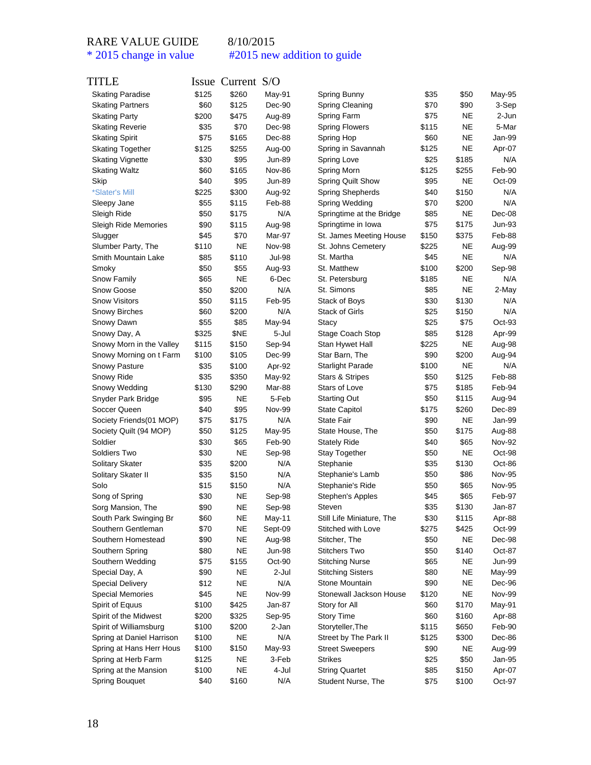RARE VALUE GUIDE 8/10/2015

\* 2015 change in value #2015 new addition to guide

| TITLE | Issue | Current | S/O |
|---|---|---|---|
| Skating Paradise | $125 | $260 | May-91 |
| Skating Partners | $60 | $125 | Dec-90 |
| Skating Party | $200 | $475 | Aug-89 |
| Skating Reverie | $35 | $70 | Dec-98 |
| Skating Spirit | $75 | $165 | Dec-88 |
| Skating Together | $125 | $255 | Aug-00 |
| Skating Vignette | $30 | $95 | Jun-89 |
| Skating Waltz | $60 | $165 | Nov-86 |
| Skip | $40 | $95 | Jun-89 |
| *Slater's Mill | $225 | $300 | Aug-92 |
| Sleepy Jane | $55 | $115 | Feb-88 |
| Sleigh Ride | $50 | $175 | N/A |
| Sleigh Ride Memories | $90 | $115 | Aug-98 |
| Slugger | $45 | $70 | Mar-97 |
| Slumber Party, The | $110 | NE | Nov-98 |
| Smith Mountain Lake | $85 | $110 | Jul-98 |
| Smoky | $50 | $55 | Aug-93 |
| Snow Family | $65 | NE | 6-Dec |
| Snow Goose | $50 | $200 | N/A |
| Snow Visitors | $50 | $115 | Feb-95 |
| Snowy Birches | $60 | $200 | N/A |
| Snowy Dawn | $55 | $85 | May-94 |
| Snowy Day, A | $325 | $NE | 5-Jul |
| Snowy Morn in the Valley | $115 | $150 | Sep-94 |
| Snowy Morning on t Farm | $100 | $105 | Dec-99 |
| Snowy Pasture | $35 | $100 | Apr-92 |
| Snowy Ride | $35 | $350 | May-92 |
| Snowy Wedding | $130 | $290 | Mar-88 |
| Snyder Park Bridge | $95 | NE | 5-Feb |
| Soccer Queen | $40 | $95 | Nov-99 |
| Society Friends(01 MOP) | $75 | $175 | N/A |
| Society Quilt (94 MOP) | $50 | $125 | May-95 |
| Soldier | $30 | $65 | Feb-90 |
| Soldiers Two | $30 | NE | Sep-98 |
| Solitary Skater | $35 | $200 | N/A |
| Solitary Skater II | $35 | $150 | N/A |
| Solo | $15 | $150 | N/A |
| Song of Spring | $30 | NE | Sep-98 |
| Sorg Mansion, The | $90 | NE | Sep-98 |
| South Park Swinging Br | $60 | NE | May-11 |
| Southern Gentleman | $70 | NE | Sept-09 |
| Southern Homestead | $90 | NE | Aug-98 |
| Southern Spring | $80 | NE | Jun-98 |
| Southern Wedding | $75 | $155 | Oct-90 |
| Special Day, A | $90 | NE | 2-Jul |
| Special Delivery | $12 | NE | N/A |
| Special Memories | $45 | NE | Nov-99 |
| Spirit of Equus | $100 | $425 | Jan-87 |
| Spirit of the Midwest | $200 | $325 | Sep-95 |
| Spirit of Williamsburg | $100 | $200 | 2-Jan |
| Spring at Daniel Harrison | $100 | NE | N/A |
| Spring at Hans Herr Hous | $100 | $150 | May-93 |
| Spring at Herb Farm | $125 | NE | 3-Feb |
| Spring at the Mansion | $100 | NE | 4-Jul |
| Spring Bouquet | $40 | $160 | N/A |
| Spring Bunny | $35 | $50 | May-95 |
| Spring Cleaning | $70 | $90 | 3-Sep |
| Spring Farm | $75 | NE | 2-Jun |
| Spring Flowers | $115 | NE | 5-Mar |
| Spring Hop | $60 | NE | Jan-99 |
| Spring in Savannah | $125 | NE | Apr-07 |
| Spring Love | $25 | $185 | N/A |
| Spring Morn | $125 | $255 | Feb-90 |
| Spring Quilt Show | $95 | NE | Oct-09 |
| Spring Shepherds | $40 | $150 | N/A |
| Spring Wedding | $70 | $200 | N/A |
| Springtime at the Bridge | $85 | NE | Dec-08 |
| Springtime in Iowa | $75 | $175 | Jun-93 |
| St. James Meeting House | $150 | $375 | Feb-88 |
| St. Johns Cemetery | $225 | NE | Aug-99 |
| St. Martha | $45 | NE | N/A |
| St. Matthew | $100 | $200 | Sep-98 |
| St. Petersburg | $185 | NE | N/A |
| St. Simons | $85 | NE | 2-May |
| Stack of Boys | $30 | $130 | N/A |
| Stack of Girls | $25 | $150 | N/A |
| Stacy | $25 | $75 | Oct-93 |
| Stage Coach Stop | $85 | $128 | Apr-99 |
| Stan Hywet Hall | $225 | NE | Aug-98 |
| Star Barn, The | $90 | $200 | Aug-94 |
| Starlight Parade | $100 | NE | N/A |
| Stars & Stripes | $50 | $125 | Feb-88 |
| Stars of Love | $75 | $185 | Feb-94 |
| Starting Out | $50 | $115 | Aug-94 |
| State Capitol | $175 | $260 | Dec-89 |
| State Fair | $90 | NE | Jan-99 |
| State House, The | $50 | $175 | Aug-88 |
| Stately Ride | $40 | $65 | Nov-92 |
| Stay Together | $50 | NE | Oct-98 |
| Stephanie | $35 | $130 | Oct-86 |
| Stephanie's Lamb | $50 | $86 | Nov-95 |
| Stephanie's Ride | $50 | $65 | Nov-95 |
| Stephen's Apples | $45 | $65 | Feb-97 |
| Steven | $35 | $130 | Jan-87 |
| Still Life Miniature, The | $30 | $115 | Apr-88 |
| Stitched with Love | $275 | $425 | Oct-99 |
| Stitcher, The | $50 | NE | Dec-98 |
| Stitchers Two | $50 | $140 | Oct-87 |
| Stitching Nurse | $65 | NE | Jun-99 |
| Stitching Sisters | $80 | NE | May-99 |
| Stone Mountain | $90 | NE | Dec-96 |
| Stonewall Jackson House | $120 | NE | Nov-99 |
| Story for All | $60 | $170 | May-91 |
| Story Time | $60 | $160 | Apr-88 |
| Storyteller,The | $115 | $650 | Feb-90 |
| Street by The Park II | $125 | $300 | Dec-86 |
| Street Sweepers | $90 | NE | Aug-99 |
| Strikes | $25 | $50 | Jan-95 |
| String Quartet | $85 | $150 | Apr-07 |
| Student Nurse, The | $75 | $100 | Oct-97 |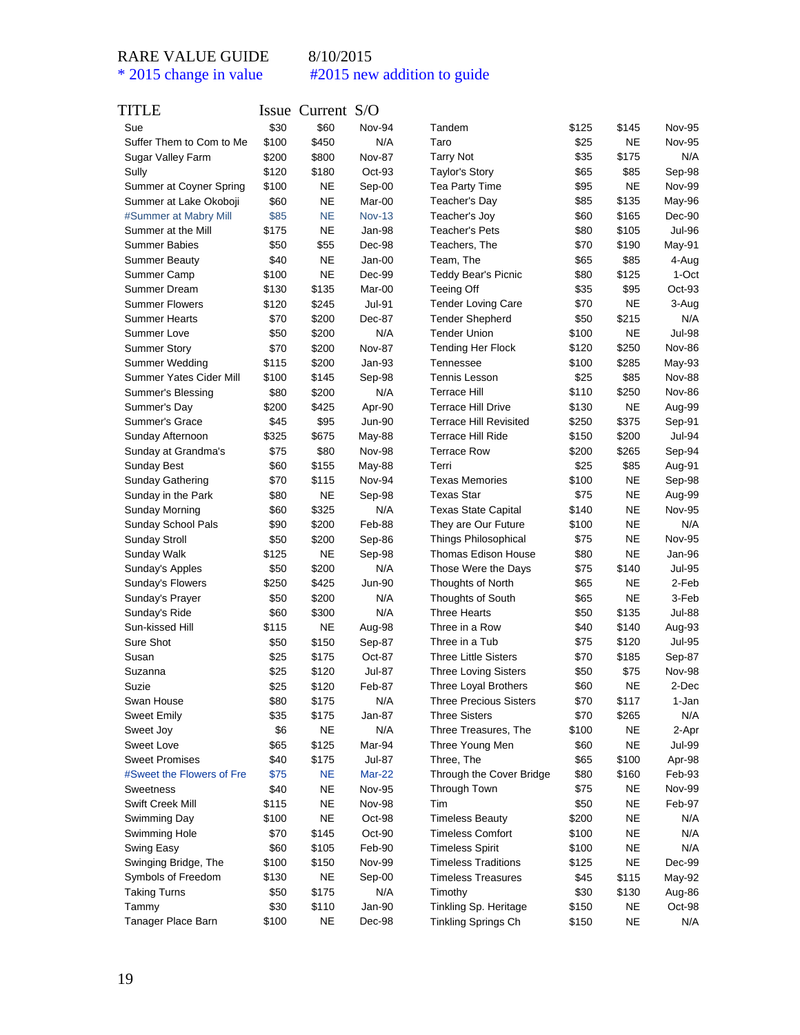RARE VALUE GUIDE 8/10/2015

* 2015 change in value #2015 new addition to guide

| TITLE | Issue | Current | S/O |
|---|---|---|---|
| Sue | $30 | $60 | Nov-94 |
| Suffer Them to Com to Me | $100 | $450 | N/A |
| Sugar Valley Farm | $200 | $800 | Nov-87 |
| Sully | $120 | $180 | Oct-93 |
| Summer at Coyner Spring | $100 | NE | Sep-00 |
| Summer at Lake Okoboji | $60 | NE | Mar-00 |
| #Summer at Mabry Mill | $85 | NE | Nov-13 |
| Summer at the Mill | $175 | NE | Jan-98 |
| Summer Babies | $50 | $55 | Dec-98 |
| Summer Beauty | $40 | NE | Jan-00 |
| Summer Camp | $100 | NE | Dec-99 |
| Summer Dream | $130 | $135 | Mar-00 |
| Summer Flowers | $120 | $245 | Jul-91 |
| Summer Hearts | $70 | $200 | Dec-87 |
| Summer Love | $50 | $200 | N/A |
| Summer Story | $70 | $200 | Nov-87 |
| Summer Wedding | $115 | $200 | Jan-93 |
| Summer Yates Cider Mill | $100 | $145 | Sep-98 |
| Summer's Blessing | $80 | $200 | N/A |
| Summer's Day | $200 | $425 | Apr-90 |
| Summer's Grace | $45 | $95 | Jun-90 |
| Sunday Afternoon | $325 | $675 | May-88 |
| Sunday at Grandma's | $75 | $80 | Nov-98 |
| Sunday Best | $60 | $155 | May-88 |
| Sunday Gathering | $70 | $115 | Nov-94 |
| Sunday in the Park | $80 | NE | Sep-98 |
| Sunday Morning | $60 | $325 | N/A |
| Sunday School Pals | $90 | $200 | Feb-88 |
| Sunday Stroll | $50 | $200 | Sep-86 |
| Sunday Walk | $125 | NE | Sep-98 |
| Sunday's Apples | $50 | $200 | N/A |
| Sunday's Flowers | $250 | $425 | Jun-90 |
| Sunday's Prayer | $50 | $200 | N/A |
| Sunday's Ride | $60 | $300 | N/A |
| Sun-kissed Hill | $115 | NE | Aug-98 |
| Sure Shot | $50 | $150 | Sep-87 |
| Susan | $25 | $175 | Oct-87 |
| Suzanna | $25 | $120 | Jul-87 |
| Suzie | $25 | $120 | Feb-87 |
| Swan House | $80 | $175 | N/A |
| Sweet Emily | $35 | $175 | Jan-87 |
| Sweet Joy | $6 | NE | N/A |
| Sweet Love | $65 | $125 | Mar-94 |
| Sweet Promises | $40 | $175 | Jul-87 |
| #Sweet the Flowers of Fre | $75 | NE | Mar-22 |
| Sweetness | $40 | NE | Nov-95 |
| Swift Creek Mill | $115 | NE | Nov-98 |
| Swimming Day | $100 | NE | Oct-98 |
| Swimming Hole | $70 | $145 | Oct-90 |
| Swing Easy | $60 | $105 | Feb-90 |
| Swinging Bridge, The | $100 | $150 | Nov-99 |
| Symbols of Freedom | $130 | NE | Sep-00 |
| Taking Turns | $50 | $175 | N/A |
| Tammy | $30 | $110 | Jan-90 |
| Tanager Place Barn | $100 | NE | Dec-98 |
| Tandem | $125 | $145 | Nov-95 |
| Taro | $25 | NE | Nov-95 |
| Tarry Not | $35 | $175 | N/A |
| Taylor's Story | $65 | $85 | Sep-98 |
| Tea Party Time | $95 | NE | Nov-99 |
| Teacher's Day | $85 | $135 | May-96 |
| Teacher's Joy | $60 | $165 | Dec-90 |
| Teacher's Pets | $80 | $105 | Jul-96 |
| Teachers, The | $70 | $190 | May-91 |
| Team, The | $65 | $85 | 4-Aug |
| Teddy Bear's Picnic | $80 | $125 | 1-Oct |
| Teeing Off | $35 | $95 | Oct-93 |
| Tender Loving Care | $70 | NE | 3-Aug |
| Tender Shepherd | $50 | $215 | N/A |
| Tender Union | $100 | NE | Jul-98 |
| Tending Her Flock | $120 | $250 | Nov-86 |
| Tennessee | $100 | $285 | May-93 |
| Tennis Lesson | $25 | $85 | Nov-88 |
| Terrace Hill | $110 | $250 | Nov-86 |
| Terrace Hill Drive | $130 | NE | Aug-99 |
| Terrace Hill Revisited | $250 | $375 | Sep-91 |
| Terrace Hill Ride | $150 | $200 | Jul-94 |
| Terrace Row | $200 | $265 | Sep-94 |
| Terri | $25 | $85 | Aug-91 |
| Texas Memories | $100 | NE | Sep-98 |
| Texas Star | $75 | NE | Aug-99 |
| Texas State Capital | $140 | NE | Nov-95 |
| They are Our Future | $100 | NE | N/A |
| Things Philosophical | $75 | NE | Nov-95 |
| Thomas Edison House | $80 | NE | Jan-96 |
| Those Were the Days | $75 | $140 | Jul-95 |
| Thoughts of North | $65 | NE | 2-Feb |
| Thoughts of South | $65 | NE | 3-Feb |
| Three Hearts | $50 | $135 | Jul-88 |
| Three in a Row | $40 | $140 | Aug-93 |
| Three in a Tub | $75 | $120 | Jul-95 |
| Three Little Sisters | $70 | $185 | Sep-87 |
| Three Loving Sisters | $50 | $75 | Nov-98 |
| Three Loyal Brothers | $60 | NE | 2-Dec |
| Three Precious Sisters | $70 | $117 | 1-Jan |
| Three Sisters | $70 | $265 | N/A |
| Three Treasures, The | $100 | NE | 2-Apr |
| Three Young Men | $60 | NE | Jul-99 |
| Three, The | $65 | $100 | Apr-98 |
| Through the Cover Bridge | $80 | $160 | Feb-93 |
| Through Town | $75 | NE | Nov-99 |
| Tim | $50 | NE | Feb-97 |
| Timeless Beauty | $200 | NE | N/A |
| Timeless Comfort | $100 | NE | N/A |
| Timeless Spirit | $100 | NE | N/A |
| Timeless Traditions | $125 | NE | Dec-99 |
| Timeless Treasures | $45 | $115 | May-92 |
| Timothy | $30 | $130 | Aug-86 |
| Tinkling Sp. Heritage | $150 | NE | Oct-98 |
| Tinkling Springs Ch | $150 | NE | N/A |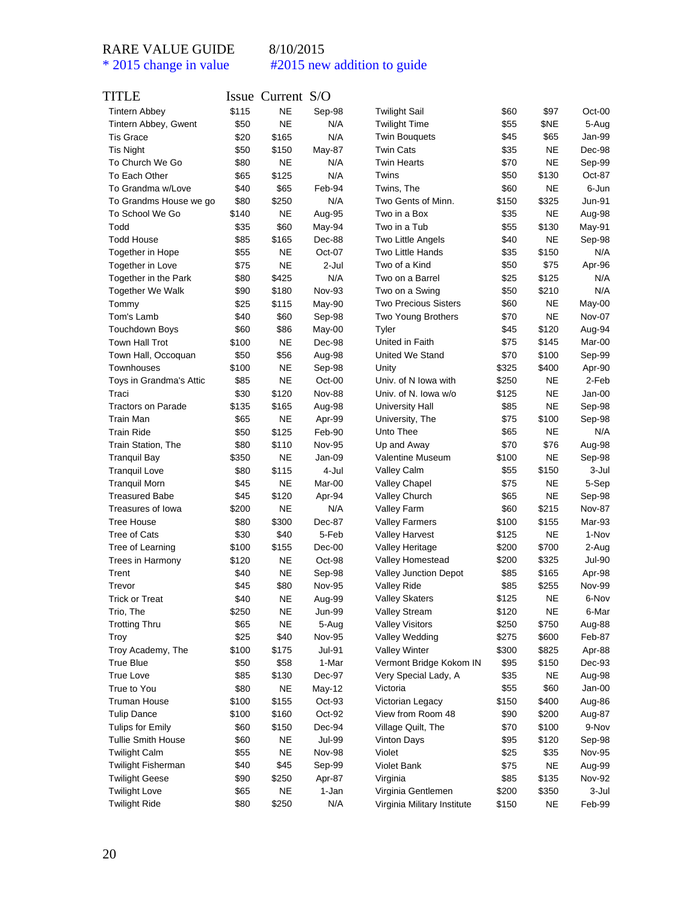RARE VALUE GUIDE 8/10/2015

\* 2015 change in value #2015 new addition to guide

| TITLE | Issue | Current | S/O |
|---|---|---|---|
| Tintern Abbey | $115 | NE | Sep-98 |
| Tintern Abbey, Gwent | $50 | NE | N/A |
| Tis Grace | $20 | $165 | N/A |
| Tis Night | $50 | $150 | May-87 |
| To Church We Go | $80 | NE | N/A |
| To Each Other | $65 | $125 | N/A |
| To Grandma w/Love | $40 | $65 | Feb-94 |
| To Grandms House we go | $80 | $250 | N/A |
| To School We Go | $140 | NE | Aug-95 |
| Todd | $35 | $60 | May-94 |
| Todd House | $85 | $165 | Dec-88 |
| Together in Hope | $55 | NE | Oct-07 |
| Together in Love | $75 | NE | 2-Jul |
| Together in the Park | $80 | $425 | N/A |
| Together We Walk | $90 | $180 | Nov-93 |
| Tommy | $25 | $115 | May-90 |
| Tom's Lamb | $40 | $60 | Sep-98 |
| Touchdown Boys | $60 | $86 | May-00 |
| Town Hall Trot | $100 | NE | Dec-98 |
| Town Hall, Occoquan | $50 | $56 | Aug-98 |
| Townhouses | $100 | NE | Sep-98 |
| Toys in Grandma's Attic | $85 | NE | Oct-00 |
| Traci | $30 | $120 | Nov-88 |
| Tractors on Parade | $135 | $165 | Aug-98 |
| Train Man | $65 | NE | Apr-99 |
| Train Ride | $50 | $125 | Feb-90 |
| Train Station, The | $80 | $110 | Nov-95 |
| Tranquil Bay | $350 | NE | Jan-09 |
| Tranquil Love | $80 | $115 | 4-Jul |
| Tranquil Morn | $45 | NE | Mar-00 |
| Treasured Babe | $45 | $120 | Apr-94 |
| Treasures of Iowa | $200 | NE | N/A |
| Tree House | $80 | $300 | Dec-87 |
| Tree of Cats | $30 | $40 | 5-Feb |
| Tree of Learning | $100 | $155 | Dec-00 |
| Trees in Harmony | $120 | NE | Oct-98 |
| Trent | $40 | NE | Sep-98 |
| Trevor | $45 | $80 | Nov-95 |
| Trick or Treat | $40 | NE | Aug-99 |
| Trio, The | $250 | NE | Jun-99 |
| Trotting Thru | $65 | NE | 5-Aug |
| Troy | $25 | $40 | Nov-95 |
| Troy Academy, The | $100 | $175 | Jul-91 |
| True Blue | $50 | $58 | 1-Mar |
| True Love | $85 | $130 | Dec-97 |
| True to You | $80 | NE | May-12 |
| Truman House | $100 | $155 | Oct-93 |
| Tulip Dance | $100 | $160 | Oct-92 |
| Tulips for Emily | $60 | $150 | Dec-94 |
| Tullie Smith House | $60 | NE | Jul-99 |
| Twilight Calm | $55 | NE | Nov-98 |
| Twilight Fisherman | $40 | $45 | Sep-99 |
| Twilight Geese | $90 | $250 | Apr-87 |
| Twilight Love | $65 | NE | 1-Jan |
| Twilight Ride | $80 | $250 | N/A |
| Twilight Sail | $60 | $97 | Oct-00 |
| Twilight Time | $55 | $NE | 5-Aug |
| Twin Bouquets | $45 | $65 | Jan-99 |
| Twin Cats | $35 | NE | Dec-98 |
| Twin Hearts | $70 | NE | Sep-99 |
| Twins | $50 | $130 | Oct-87 |
| Twins, The | $60 | NE | 6-Jun |
| Two Gents of Minn. | $150 | $325 | Jun-91 |
| Two in a Box | $35 | NE | Aug-98 |
| Two in a Tub | $55 | $130 | May-91 |
| Two Little Angels | $40 | NE | Sep-98 |
| Two Little Hands | $35 | $150 | N/A |
| Two of a Kind | $50 | $75 | Apr-96 |
| Two on a Barrel | $25 | $125 | N/A |
| Two on a Swing | $50 | $210 | N/A |
| Two Precious Sisters | $60 | NE | May-00 |
| Two Young Brothers | $70 | NE | Nov-07 |
| Tyler | $45 | $120 | Aug-94 |
| United in Faith | $75 | $145 | Mar-00 |
| United We Stand | $70 | $100 | Sep-99 |
| Unity | $325 | $400 | Apr-90 |
| Univ. of N Iowa with | $250 | NE | 2-Feb |
| Univ. of N. Iowa w/o | $125 | NE | Jan-00 |
| University Hall | $85 | NE | Sep-98 |
| University, The | $75 | $100 | Sep-98 |
| Unto Thee | $65 | NE | N/A |
| Up and Away | $70 | $76 | Aug-98 |
| Valentine Museum | $100 | NE | Sep-98 |
| Valley Calm | $55 | $150 | 3-Jul |
| Valley Chapel | $75 | NE | 5-Sep |
| Valley Church | $65 | NE | Sep-98 |
| Valley Farm | $60 | $215 | Nov-87 |
| Valley Farmers | $100 | $155 | Mar-93 |
| Valley Harvest | $125 | NE | 1-Nov |
| Valley Heritage | $200 | $700 | 2-Aug |
| Valley Homestead | $200 | $325 | Jul-90 |
| Valley Junction Depot | $85 | $165 | Apr-98 |
| Valley Ride | $85 | $255 | Nov-99 |
| Valley Skaters | $125 | NE | 6-Nov |
| Valley Stream | $120 | NE | 6-Mar |
| Valley Visitors | $250 | $750 | Aug-88 |
| Valley Wedding | $275 | $600 | Feb-87 |
| Valley Winter | $300 | $825 | Apr-88 |
| Vermont Bridge Kokom IN | $95 | $150 | Dec-93 |
| Very Special Lady, A | $35 | NE | Aug-98 |
| Victoria | $55 | $60 | Jan-00 |
| Victorian Legacy | $150 | $400 | Aug-86 |
| View from Room 48 | $90 | $200 | Aug-87 |
| Village Quilt, The | $70 | $100 | 9-Nov |
| Vinton Days | $95 | $120 | Sep-98 |
| Violet | $25 | $35 | Nov-95 |
| Violet Bank | $75 | NE | Aug-99 |
| Virginia | $85 | $135 | Nov-92 |
| Virginia Gentlemen | $200 | $350 | 3-Jul |
| Virginia Military Institute | $150 | NE | Feb-99 |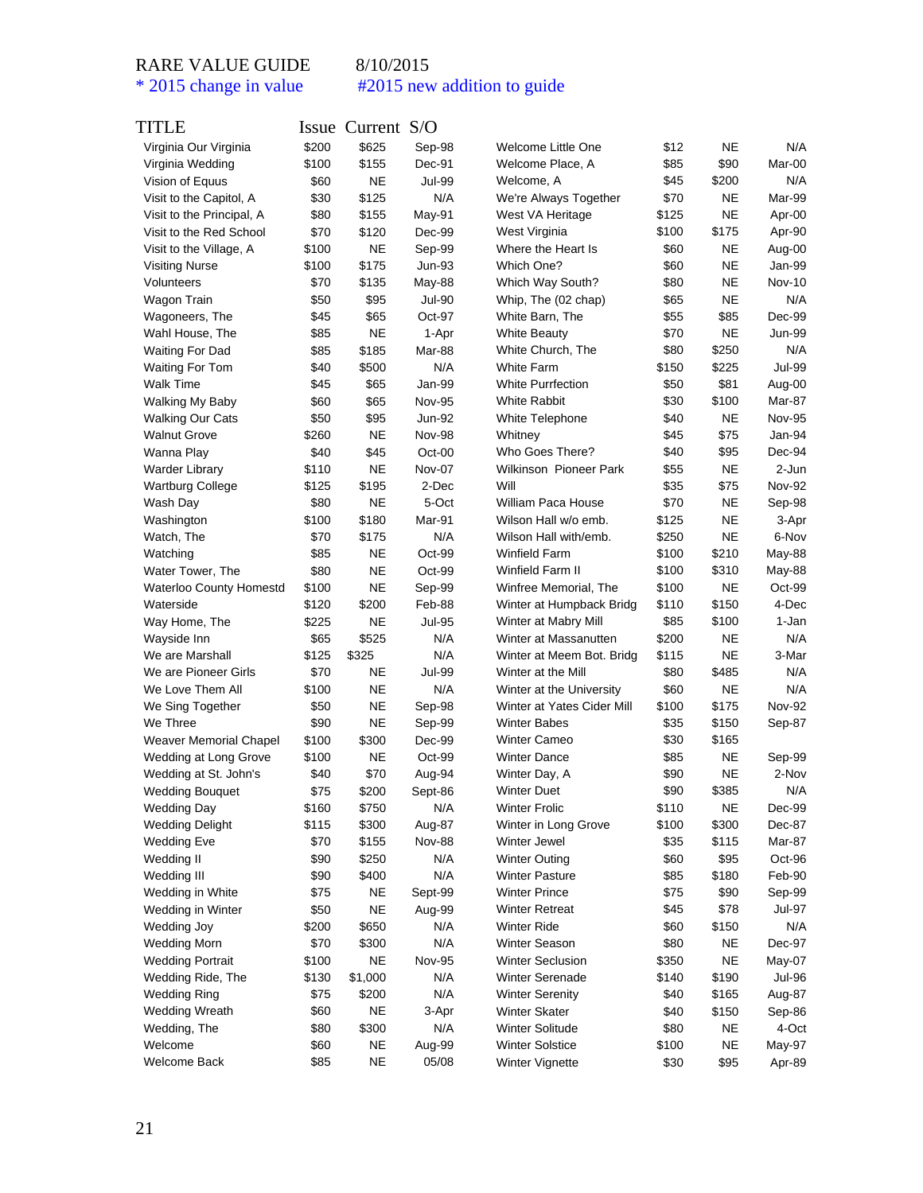RARE VALUE GUIDE 8/10/2015

\* 2015 change in value #2015 new addition to guide

| TITLE | Issue | Current | S/O |
|---|---|---|---|
| Virginia Our Virginia | $200 | $625 | Sep-98 |
| Virginia Wedding | $100 | $155 | Dec-91 |
| Vision of Equus | $60 | NE | Jul-99 |
| Visit to the Capitol, A | $30 | $125 | N/A |
| Visit to the Principal, A | $80 | $155 | May-91 |
| Visit to the Red School | $70 | $120 | Dec-99 |
| Visit to the Village, A | $100 | NE | Sep-99 |
| Visiting Nurse | $100 | $175 | Jun-93 |
| Volunteers | $70 | $135 | May-88 |
| Wagon Train | $50 | $95 | Jul-90 |
| Wagoneers, The | $45 | $65 | Oct-97 |
| Wahl House, The | $85 | NE | 1-Apr |
| Waiting For Dad | $85 | $185 | Mar-88 |
| Waiting For Tom | $40 | $500 | N/A |
| Walk Time | $45 | $65 | Jan-99 |
| Walking My Baby | $60 | $65 | Nov-95 |
| Walking Our Cats | $50 | $95 | Jun-92 |
| Walnut Grove | $260 | NE | Nov-98 |
| Wanna Play | $40 | $45 | Oct-00 |
| Warder Library | $110 | NE | Nov-07 |
| Wartburg College | $125 | $195 | 2-Dec |
| Wash Day | $80 | NE | 5-Oct |
| Washington | $100 | $180 | Mar-91 |
| Watch, The | $70 | $175 | N/A |
| Watching | $85 | NE | Oct-99 |
| Water Tower, The | $80 | NE | Oct-99 |
| Waterloo County Homestd | $100 | NE | Sep-99 |
| Waterside | $120 | $200 | Feb-88 |
| Way Home, The | $225 | NE | Jul-95 |
| Wayside Inn | $65 | $525 | N/A |
| We are Marshall | $125 | $325 | N/A |
| We are Pioneer Girls | $70 | NE | Jul-99 |
| We Love Them All | $100 | NE | N/A |
| We Sing Together | $50 | NE | Sep-98 |
| We Three | $90 | NE | Sep-99 |
| Weaver Memorial Chapel | $100 | $300 | Dec-99 |
| Wedding at Long Grove | $100 | NE | Oct-99 |
| Wedding at St. John's | $40 | $70 | Aug-94 |
| Wedding Bouquet | $75 | $200 | Sept-86 |
| Wedding Day | $160 | $750 | N/A |
| Wedding Delight | $115 | $300 | Aug-87 |
| Wedding Eve | $70 | $155 | Nov-88 |
| Wedding II | $90 | $250 | N/A |
| Wedding III | $90 | $400 | N/A |
| Wedding in White | $75 | NE | Sept-99 |
| Wedding in Winter | $50 | NE | Aug-99 |
| Wedding Joy | $200 | $650 | N/A |
| Wedding Morn | $70 | $300 | N/A |
| Wedding Portrait | $100 | NE | Nov-95 |
| Wedding Ride, The | $130 | $1,000 | N/A |
| Wedding Ring | $75 | $200 | N/A |
| Wedding Wreath | $60 | NE | 3-Apr |
| Wedding, The | $80 | $300 | N/A |
| Welcome | $60 | NE | Aug-99 |
| Welcome Back | $85 | NE | 05/08 |
| Welcome Little One | $12 | NE | N/A |
| Welcome Place, A | $85 | $90 | Mar-00 |
| Welcome, A | $45 | $200 | N/A |
| We're Always Together | $70 | NE | Mar-99 |
| West VA Heritage | $125 | NE | Apr-00 |
| West Virginia | $100 | $175 | Apr-90 |
| Where the Heart Is | $60 | NE | Aug-00 |
| Which One? | $60 | NE | Jan-99 |
| Which Way South? | $80 | NE | Nov-10 |
| Whip, The (02 chap) | $65 | NE | N/A |
| White Barn, The | $55 | $85 | Dec-99 |
| White Beauty | $70 | NE | Jun-99 |
| White Church, The | $80 | $250 | N/A |
| White Farm | $150 | $225 | Jul-99 |
| White Purrfection | $50 | $81 | Aug-00 |
| White Rabbit | $30 | $100 | Mar-87 |
| White Telephone | $40 | NE | Nov-95 |
| Whitney | $45 | $75 | Jan-94 |
| Who Goes There? | $40 | $95 | Dec-94 |
| Wilkinson Pioneer Park | $55 | NE | 2-Jun |
| Will | $35 | $75 | Nov-92 |
| William Paca House | $70 | NE | Sep-98 |
| Wilson Hall w/o emb. | $125 | NE | 3-Apr |
| Wilson Hall with/emb. | $250 | NE | 6-Nov |
| Winfield Farm | $100 | $210 | May-88 |
| Winfield Farm II | $100 | $310 | May-88 |
| Winfree Memorial, The | $100 | NE | Oct-99 |
| Winter at Humpback Bridg | $110 | $150 | 4-Dec |
| Winter at Mabry Mill | $85 | $100 | 1-Jan |
| Winter at Massanutten | $200 | NE | N/A |
| Winter at Meem Bot. Bridg | $115 | NE | 3-Mar |
| Winter at the Mill | $80 | $485 | N/A |
| Winter at the University | $60 | NE | N/A |
| Winter at Yates Cider Mill | $100 | $175 | Nov-92 |
| Winter Babes | $35 | $150 | Sep-87 |
| Winter Cameo | $30 | $165 | |
| Winter Dance | $85 | NE | Sep-99 |
| Winter Day, A | $90 | NE | 2-Nov |
| Winter Duet | $90 | $385 | N/A |
| Winter Frolic | $110 | NE | Dec-99 |
| Winter in Long Grove | $100 | $300 | Dec-87 |
| Winter Jewel | $35 | $115 | Mar-87 |
| Winter Outing | $60 | $95 | Oct-96 |
| Winter Pasture | $85 | $180 | Feb-90 |
| Winter Prince | $75 | $90 | Sep-99 |
| Winter Retreat | $45 | $78 | Jul-97 |
| Winter Ride | $60 | $150 | N/A |
| Winter Season | $80 | NE | Dec-97 |
| Winter Seclusion | $350 | NE | May-07 |
| Winter Serenade | $140 | $190 | Jul-96 |
| Winter Serenity | $40 | $165 | Aug-87 |
| Winter Skater | $40 | $150 | Sep-86 |
| Winter Solitude | $80 | NE | 4-Oct |
| Winter Solstice | $100 | NE | May-97 |
| Winter Vignette | $30 | $95 | Apr-89 |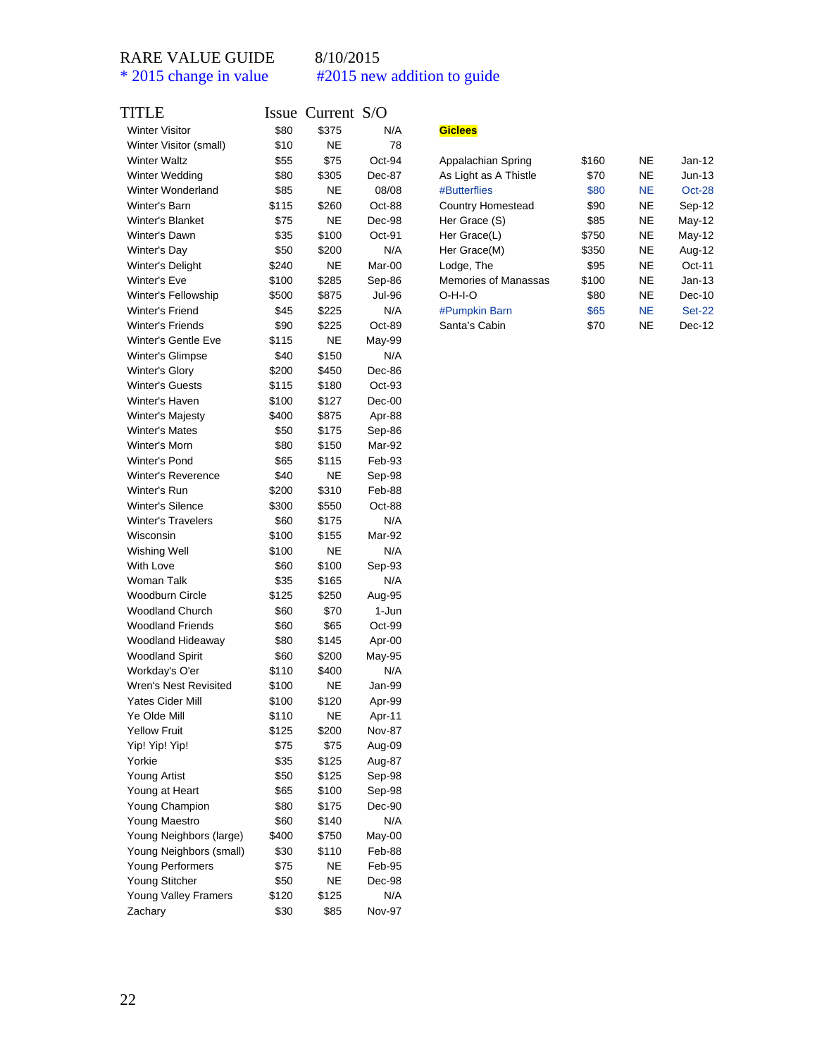RARE VALUE GUIDE 8/10/2015

\* 2015 change in value #2015 new addition to guide

| TITLE | Issue | Current | S/O |
|---|---|---|---|
| Winter Visitor | $80 | $375 | N/A |
| Winter Visitor (small) | $10 | NE | 78 |
| Winter Waltz | $55 | $75 | Oct-94 |
| Winter Wedding | $80 | $305 | Dec-87 |
| Winter Wonderland | $85 | NE | 08/08 |
| Winter's Barn | $115 | $260 | Oct-88 |
| Winter's Blanket | $75 | NE | Dec-98 |
| Winter's Dawn | $35 | $100 | Oct-91 |
| Winter's Day | $50 | $200 | N/A |
| Winter's Delight | $240 | NE | Mar-00 |
| Winter's Eve | $100 | $285 | Sep-86 |
| Winter's Fellowship | $500 | $875 | Jul-96 |
| Winter's Friend | $45 | $225 | N/A |
| Winter's Friends | $90 | $225 | Oct-89 |
| Winter's Gentle Eve | $115 | NE | May-99 |
| Winter's Glimpse | $40 | $150 | N/A |
| Winter's Glory | $200 | $450 | Dec-86 |
| Winter's Guests | $115 | $180 | Oct-93 |
| Winter's Haven | $100 | $127 | Dec-00 |
| Winter's Majesty | $400 | $875 | Apr-88 |
| Winter's Mates | $50 | $175 | Sep-86 |
| Winter's Morn | $80 | $150 | Mar-92 |
| Winter's Pond | $65 | $115 | Feb-93 |
| Winter's Reverence | $40 | NE | Sep-98 |
| Winter's Run | $200 | $310 | Feb-88 |
| Winter's Silence | $300 | $550 | Oct-88 |
| Winter's Travelers | $60 | $175 | N/A |
| Wisconsin | $100 | $155 | Mar-92 |
| Wishing Well | $100 | NE | N/A |
| With Love | $60 | $100 | Sep-93 |
| Woman Talk | $35 | $165 | N/A |
| Woodburn Circle | $125 | $250 | Aug-95 |
| Woodland Church | $60 | $70 | 1-Jun |
| Woodland Friends | $60 | $65 | Oct-99 |
| Woodland Hideaway | $80 | $145 | Apr-00 |
| Woodland Spirit | $60 | $200 | May-95 |
| Workday's O'er | $110 | $400 | N/A |
| Wren's Nest Revisited | $100 | NE | Jan-99 |
| Yates Cider Mill | $100 | $120 | Apr-99 |
| Ye Olde Mill | $110 | NE | Apr-11 |
| Yellow Fruit | $125 | $200 | Nov-87 |
| Yip! Yip! Yip! | $75 | $75 | Aug-09 |
| Yorkie | $35 | $125 | Aug-87 |
| Young Artist | $50 | $125 | Sep-98 |
| Young at Heart | $65 | $100 | Sep-98 |
| Young Champion | $80 | $175 | Dec-90 |
| Young Maestro | $60 | $140 | N/A |
| Young Neighbors (large) | $400 | $750 | May-00 |
| Young Neighbors (small) | $30 | $110 | Feb-88 |
| Young Performers | $75 | NE | Feb-95 |
| Young Stitcher | $50 | NE | Dec-98 |
| Young Valley Framers | $120 | $125 | N/A |
| Zachary | $30 | $85 | Nov-97 |

**Giclees**

| | | | |
|---|---|---|---|
| Appalachian Spring | $160 | NE | Jan-12 |
| As Light as A Thistle | $70 | NE | Jun-13 |
| #Butterflies | $80 | NE | Oct-28 |
| Country Homestead | $90 | NE | Sep-12 |
| Her Grace (S) | $85 | NE | May-12 |
| Her Grace(L) | $750 | NE | May-12 |
| Her Grace(M) | $350 | NE | Aug-12 |
| Lodge, The | $95 | NE | Oct-11 |
| Memories of Manassas | $100 | NE | Jan-13 |
| O-H-I-O | $80 | NE | Dec-10 |
| #Pumpkin Barn | $65 | NE | Set-22 |
| Santa's Cabin | $70 | NE | Dec-12 |